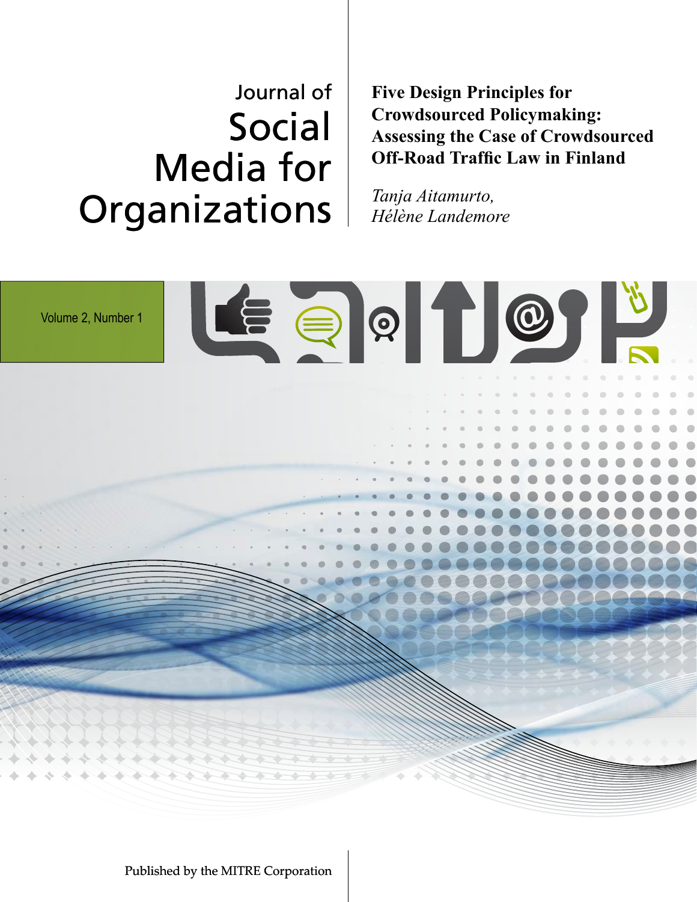Journal of

# Social Media for Organizations

## Five Design Principles for Crowdsourced Policymaking: Assessing the Case of Crowdsourced Off-Road Traffic Law in Finland

*Tanja Aitamurto,*
*Hélène Landemore*

Volume 2, Number 1

Published by the MITRE Corporation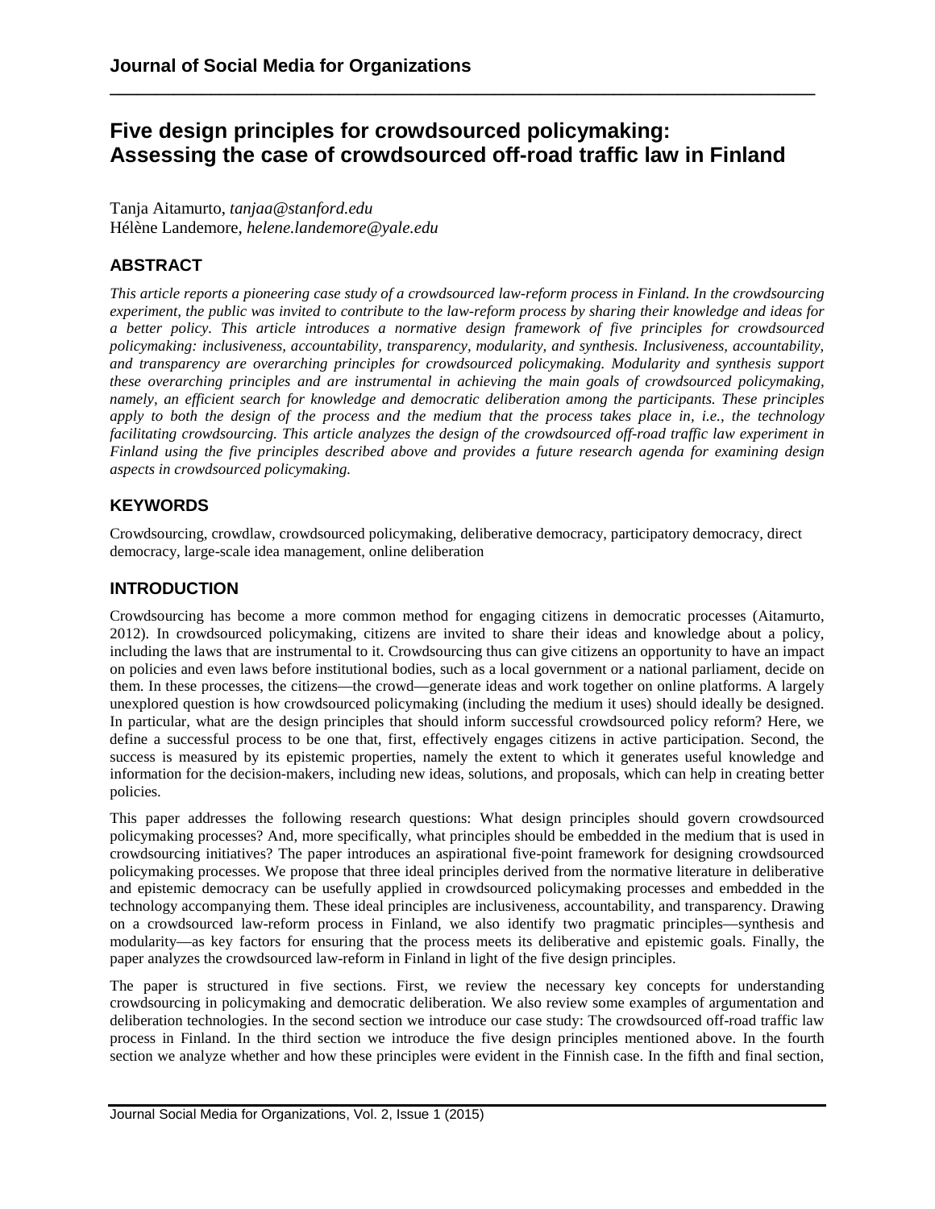# Five design principles for crowdsourced policymaking: Assessing the case of crowdsourced off-road traffic law in Finland

Tanja Aitamurto, *tanjaa@stanford.edu*
Hélène Landemore, *helene.landemore@yale.edu*

## ABSTRACT

*This article reports a pioneering case study of a crowdsourced law-reform process in Finland. In the crowdsourcing experiment, the public was invited to contribute to the law-reform process by sharing their knowledge and ideas for a better policy. This article introduces a normative design framework of five principles for crowdsourced policymaking: inclusiveness, accountability, transparency, modularity, and synthesis. Inclusiveness, accountability, and transparency are overarching principles for crowdsourced policymaking. Modularity and synthesis support these overarching principles and are instrumental in achieving the main goals of crowdsourced policymaking, namely, an efficient search for knowledge and democratic deliberation among the participants. These principles apply to both the design of the process and the medium that the process takes place in, i.e., the technology facilitating crowdsourcing. This article analyzes the design of the crowdsourced off-road traffic law experiment in Finland using the five principles described above and provides a future research agenda for examining design aspects in crowdsourced policymaking.*

## KEYWORDS

Crowdsourcing, crowdlaw, crowdsourced policymaking, deliberative democracy, participatory democracy, direct democracy, large-scale idea management, online deliberation

## INTRODUCTION

Crowdsourcing has become a more common method for engaging citizens in democratic processes (Aitamurto, 2012). In crowdsourced policymaking, citizens are invited to share their ideas and knowledge about a policy, including the laws that are instrumental to it. Crowdsourcing thus can give citizens an opportunity to have an impact on policies and even laws before institutional bodies, such as a local government or a national parliament, decide on them. In these processes, the citizens—the crowd—generate ideas and work together on online platforms. A largely unexplored question is how crowdsourced policymaking (including the medium it uses) should ideally be designed. In particular, what are the design principles that should inform successful crowdsourced policy reform? Here, we define a successful process to be one that, first, effectively engages citizens in active participation. Second, the success is measured by its epistemic properties, namely the extent to which it generates useful knowledge and information for the decision-makers, including new ideas, solutions, and proposals, which can help in creating better policies.

This paper addresses the following research questions: What design principles should govern crowdsourced policymaking processes? And, more specifically, what principles should be embedded in the medium that is used in crowdsourcing initiatives? The paper introduces an aspirational five-point framework for designing crowdsourced policymaking processes. We propose that three ideal principles derived from the normative literature in deliberative and epistemic democracy can be usefully applied in crowdsourced policymaking processes and embedded in the technology accompanying them. These ideal principles are inclusiveness, accountability, and transparency. Drawing on a crowdsourced law-reform process in Finland, we also identify two pragmatic principles—synthesis and modularity—as key factors for ensuring that the process meets its deliberative and epistemic goals. Finally, the paper analyzes the crowdsourced law-reform in Finland in light of the five design principles.

The paper is structured in five sections. First, we review the necessary key concepts for understanding crowdsourcing in policymaking and democratic deliberation. We also review some examples of argumentation and deliberation technologies. In the second section we introduce our case study: The crowdsourced off-road traffic law process in Finland. In the third section we introduce the five design principles mentioned above. In the fourth section we analyze whether and how these principles were evident in the Finnish case. In the fifth and final section,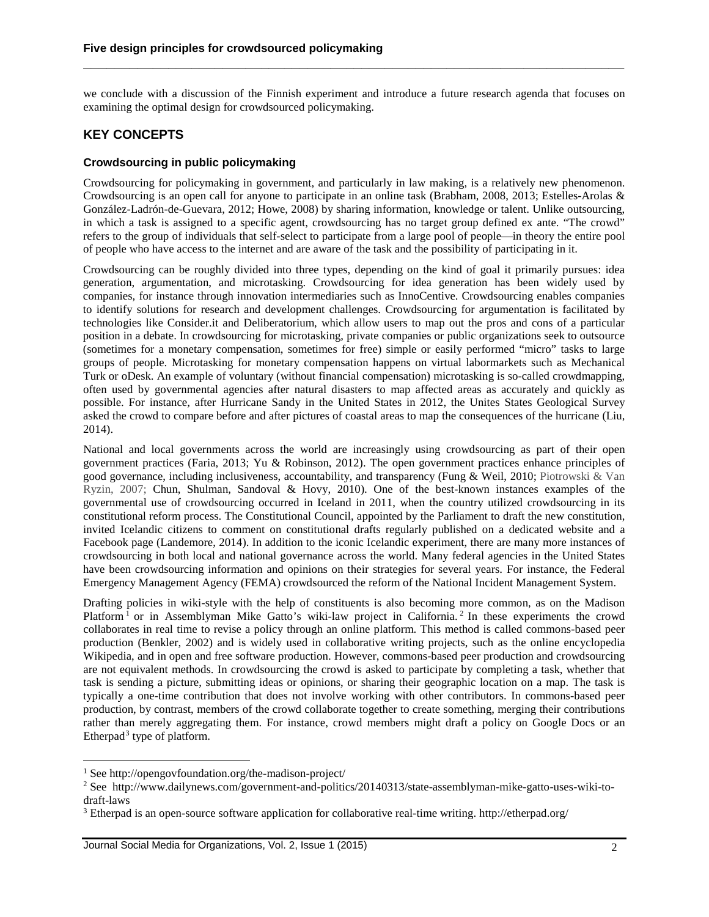we conclude with a discussion of the Finnish experiment and introduce a future research agenda that focuses on examining the optimal design for crowdsourced policymaking.

## KEY CONCEPTS

### Crowdsourcing in public policymaking

Crowdsourcing for policymaking in government, and particularly in law making, is a relatively new phenomenon. Crowdsourcing is an open call for anyone to participate in an online task (Brabham, 2008, 2013; Estelles-Arolas & González-Ladrón-de-Guevara, 2012; Howe, 2008) by sharing information, knowledge or talent. Unlike outsourcing, in which a task is assigned to a specific agent, crowdsourcing has no target group defined ex ante. "The crowd" refers to the group of individuals that self-select to participate from a large pool of people—in theory the entire pool of people who have access to the internet and are aware of the task and the possibility of participating in it.

Crowdsourcing can be roughly divided into three types, depending on the kind of goal it primarily pursues: idea generation, argumentation, and microtasking. Crowdsourcing for idea generation has been widely used by companies, for instance through innovation intermediaries such as InnoCentive. Crowdsourcing enables companies to identify solutions for research and development challenges. Crowdsourcing for argumentation is facilitated by technologies like Consider.it and Deliberatorium, which allow users to map out the pros and cons of a particular position in a debate. In crowdsourcing for microtasking, private companies or public organizations seek to outsource (sometimes for a monetary compensation, sometimes for free) simple or easily performed "micro" tasks to large groups of people. Microtasking for monetary compensation happens on virtual labormarkets such as Mechanical Turk or oDesk. An example of voluntary (without financial compensation) microtasking is so-called crowdmapping, often used by governmental agencies after natural disasters to map affected areas as accurately and quickly as possible. For instance, after Hurricane Sandy in the United States in 2012, the Unites States Geological Survey asked the crowd to compare before and after pictures of coastal areas to map the consequences of the hurricane (Liu, 2014).

National and local governments across the world are increasingly using crowdsourcing as part of their open government practices (Faria, 2013; Yu & Robinson, 2012). The open government practices enhance principles of good governance, including inclusiveness, accountability, and transparency (Fung & Weil, 2010; Piotrowski & Van Ryzin, 2007; Chun, Shulman, Sandoval & Hovy, 2010). One of the best-known instances examples of the governmental use of crowdsourcing occurred in Iceland in 2011, when the country utilized crowdsourcing in its constitutional reform process. The Constitutional Council, appointed by the Parliament to draft the new constitution, invited Icelandic citizens to comment on constitutional drafts regularly published on a dedicated website and a Facebook page (Landemore, 2014). In addition to the iconic Icelandic experiment, there are many more instances of crowdsourcing in both local and national governance across the world. Many federal agencies in the United States have been crowdsourcing information and opinions on their strategies for several years. For instance, the Federal Emergency Management Agency (FEMA) crowdsourced the reform of the National Incident Management System.

Drafting policies in wiki-style with the help of constituents is also becoming more common, as on the Madison Platform[1] or in Assemblyman Mike Gatto's wiki-law project in California.[2] In these experiments the crowd collaborates in real time to revise a policy through an online platform. This method is called commons-based peer production (Benkler, 2002) and is widely used in collaborative writing projects, such as the online encyclopedia Wikipedia, and in open and free software production. However, commons-based peer production and crowdsourcing are not equivalent methods. In crowdsourcing the crowd is asked to participate by completing a task, whether that task is sending a picture, submitting ideas or opinions, or sharing their geographic location on a map. The task is typically a one-time contribution that does not involve working with other contributors. In commons-based peer production, by contrast, members of the crowd collaborate together to create something, merging their contributions rather than merely aggregating them. For instance, crowd members might draft a policy on Google Docs or an Etherpad[3] type of platform.

---

[1] See http://opengovfoundation.org/the-madison-project/

[2] See http://www.dailynews.com/government-and-politics/20140313/state-assemblyman-mike-gatto-uses-wiki-to-draft-laws

[3] Etherpad is an open-source software application for collaborative real-time writing. http://etherpad.org/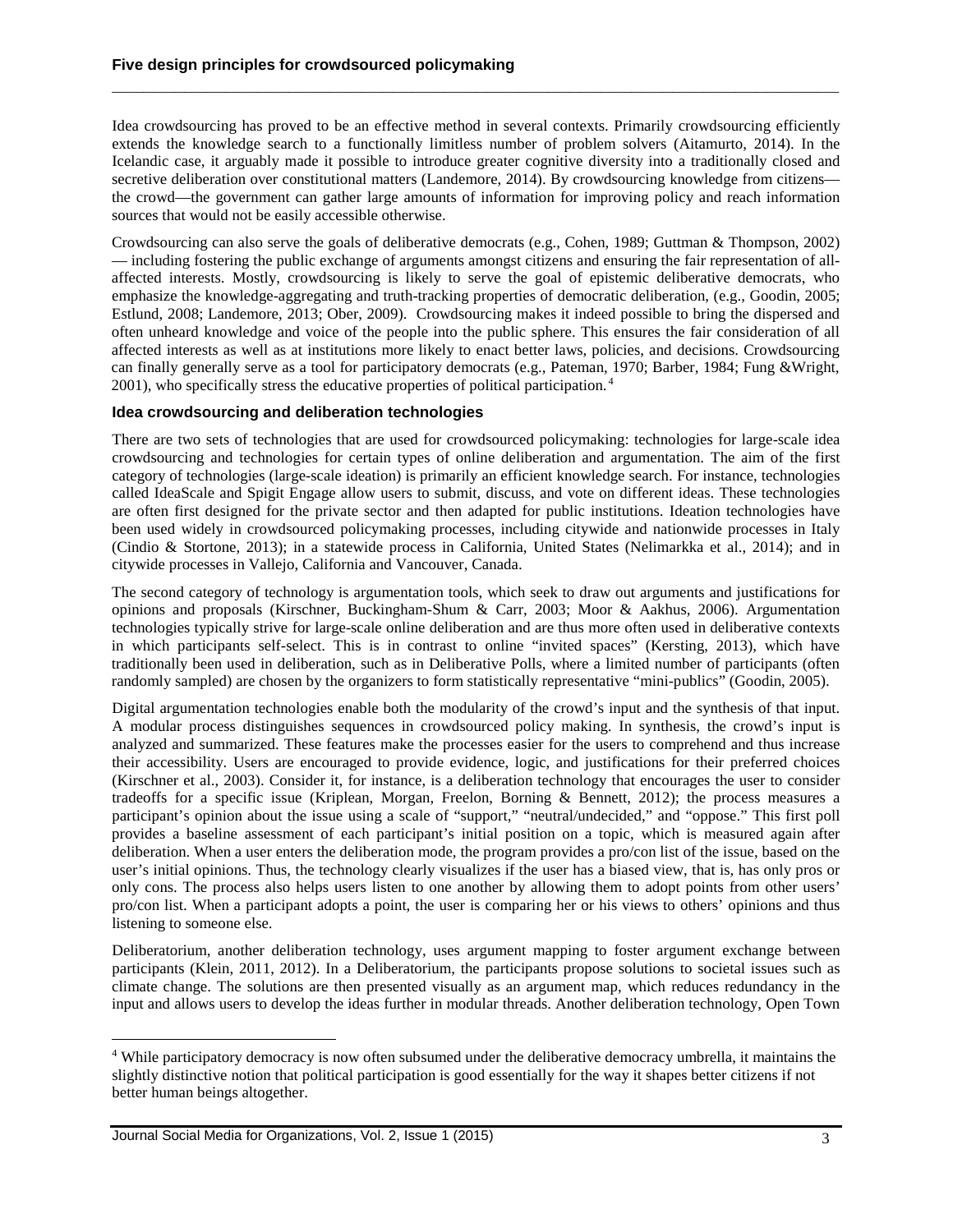Idea crowdsourcing has proved to be an effective method in several contexts. Primarily crowdsourcing efficiently extends the knowledge search to a functionally limitless number of problem solvers (Aitamurto, 2014). In the Icelandic case, it arguably made it possible to introduce greater cognitive diversity into a traditionally closed and secretive deliberation over constitutional matters (Landemore, 2014). By crowdsourcing knowledge from citizens—the crowd—the government can gather large amounts of information for improving policy and reach information sources that would not be easily accessible otherwise.

Crowdsourcing can also serve the goals of deliberative democrats (e.g., Cohen, 1989; Guttman & Thompson, 2002) — including fostering the public exchange of arguments amongst citizens and ensuring the fair representation of all-affected interests. Mostly, crowdsourcing is likely to serve the goal of epistemic deliberative democrats, who emphasize the knowledge-aggregating and truth-tracking properties of democratic deliberation, (e.g., Goodin, 2005; Estlund, 2008; Landemore, 2013; Ober, 2009). Crowdsourcing makes it indeed possible to bring the dispersed and often unheard knowledge and voice of the people into the public sphere. This ensures the fair consideration of all affected interests as well as at institutions more likely to enact better laws, policies, and decisions. Crowdsourcing can finally generally serve as a tool for participatory democrats (e.g., Pateman, 1970; Barber, 1984; Fung &Wright, 2001), who specifically stress the educative properties of political participation.[4]

### Idea crowdsourcing and deliberation technologies

There are two sets of technologies that are used for crowdsourced policymaking: technologies for large-scale idea crowdsourcing and technologies for certain types of online deliberation and argumentation. The aim of the first category of technologies (large-scale ideation) is primarily an efficient knowledge search. For instance, technologies called IdeaScale and Spigit Engage allow users to submit, discuss, and vote on different ideas. These technologies are often first designed for the private sector and then adapted for public institutions. Ideation technologies have been used widely in crowdsourced policymaking processes, including citywide and nationwide processes in Italy (Cindio & Stortone, 2013); in a statewide process in California, United States (Nelimarkka et al., 2014); and in citywide processes in Vallejo, California and Vancouver, Canada.

The second category of technology is argumentation tools, which seek to draw out arguments and justifications for opinions and proposals (Kirschner, Buckingham-Shum & Carr, 2003; Moor & Aakhus, 2006). Argumentation technologies typically strive for large-scale online deliberation and are thus more often used in deliberative contexts in which participants self-select. This is in contrast to online "invited spaces" (Kersting, 2013), which have traditionally been used in deliberation, such as in Deliberative Polls, where a limited number of participants (often randomly sampled) are chosen by the organizers to form statistically representative "mini-publics" (Goodin, 2005).

Digital argumentation technologies enable both the modularity of the crowd's input and the synthesis of that input. A modular process distinguishes sequences in crowdsourced policy making. In synthesis, the crowd's input is analyzed and summarized. These features make the processes easier for the users to comprehend and thus increase their accessibility. Users are encouraged to provide evidence, logic, and justifications for their preferred choices (Kirschner et al., 2003). Consider it, for instance, is a deliberation technology that encourages the user to consider tradeoffs for a specific issue (Kriplean, Morgan, Freelon, Borning & Bennett, 2012); the process measures a participant's opinion about the issue using a scale of "support," "neutral/undecided," and "oppose." This first poll provides a baseline assessment of each participant's initial position on a topic, which is measured again after deliberation. When a user enters the deliberation mode, the program provides a pro/con list of the issue, based on the user's initial opinions. Thus, the technology clearly visualizes if the user has a biased view, that is, has only pros or only cons. The process also helps users listen to one another by allowing them to adopt points from other users' pro/con list. When a participant adopts a point, the user is comparing her or his views to others' opinions and thus listening to someone else.

Deliberatorium, another deliberation technology, uses argument mapping to foster argument exchange between participants (Klein, 2011, 2012). In a Deliberatorium, the participants propose solutions to societal issues such as climate change. The solutions are then presented visually as an argument map, which reduces redundancy in the input and allows users to develop the ideas further in modular threads. Another deliberation technology, Open Town

[4] While participatory democracy is now often subsumed under the deliberative democracy umbrella, it maintains the slightly distinctive notion that political participation is good essentially for the way it shapes better citizens if not better human beings altogether.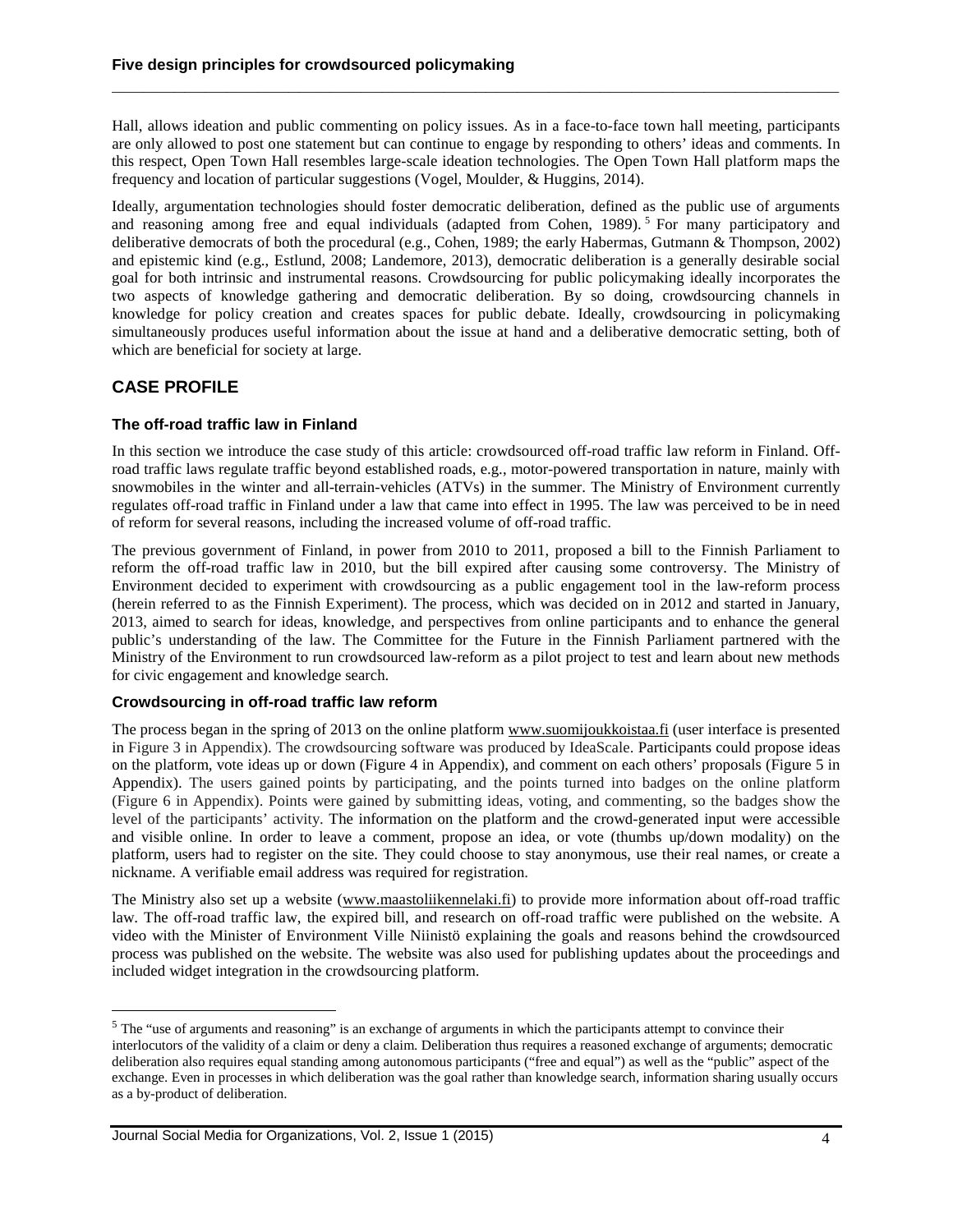Hall, allows ideation and public commenting on policy issues. As in a face-to-face town hall meeting, participants are only allowed to post one statement but can continue to engage by responding to others' ideas and comments. In this respect, Open Town Hall resembles large-scale ideation technologies. The Open Town Hall platform maps the frequency and location of particular suggestions (Vogel, Moulder, & Huggins, 2014).

Ideally, argumentation technologies should foster democratic deliberation, defined as the public use of arguments and reasoning among free and equal individuals (adapted from Cohen, 1989).[5] For many participatory and deliberative democrats of both the procedural (e.g., Cohen, 1989; the early Habermas, Gutmann & Thompson, 2002) and epistemic kind (e.g., Estlund, 2008; Landemore, 2013), democratic deliberation is a generally desirable social goal for both intrinsic and instrumental reasons. Crowdsourcing for public policymaking ideally incorporates the two aspects of knowledge gathering and democratic deliberation. By so doing, crowdsourcing channels in knowledge for policy creation and creates spaces for public debate. Ideally, crowdsourcing in policymaking simultaneously produces useful information about the issue at hand and a deliberative democratic setting, both of which are beneficial for society at large.

## CASE PROFILE

### The off-road traffic law in Finland

In this section we introduce the case study of this article: crowdsourced off-road traffic law reform in Finland. Off-road traffic laws regulate traffic beyond established roads, e.g., motor-powered transportation in nature, mainly with snowmobiles in the winter and all-terrain-vehicles (ATVs) in the summer. The Ministry of Environment currently regulates off-road traffic in Finland under a law that came into effect in 1995. The law was perceived to be in need of reform for several reasons, including the increased volume of off-road traffic.

The previous government of Finland, in power from 2010 to 2011, proposed a bill to the Finnish Parliament to reform the off-road traffic law in 2010, but the bill expired after causing some controversy. The Ministry of Environment decided to experiment with crowdsourcing as a public engagement tool in the law-reform process (herein referred to as the Finnish Experiment). The process, which was decided on in 2012 and started in January, 2013, aimed to search for ideas, knowledge, and perspectives from online participants and to enhance the general public's understanding of the law. The Committee for the Future in the Finnish Parliament partnered with the Ministry of the Environment to run crowdsourced law-reform as a pilot project to test and learn about new methods for civic engagement and knowledge search.

### Crowdsourcing in off-road traffic law reform

The process began in the spring of 2013 on the online platform www.suomijoukkoistaa.fi (user interface is presented in Figure 3 in Appendix). The crowdsourcing software was produced by IdeaScale. Participants could propose ideas on the platform, vote ideas up or down (Figure 4 in Appendix), and comment on each others' proposals (Figure 5 in Appendix). The users gained points by participating, and the points turned into badges on the online platform (Figure 6 in Appendix). Points were gained by submitting ideas, voting, and commenting, so the badges show the level of the participants' activity. The information on the platform and the crowd-generated input were accessible and visible online. In order to leave a comment, propose an idea, or vote (thumbs up/down modality) on the platform, users had to register on the site. They could choose to stay anonymous, use their real names, or create a nickname. A verifiable email address was required for registration.

The Ministry also set up a website (www.maastoliikennelaki.fi) to provide more information about off-road traffic law. The off-road traffic law, the expired bill, and research on off-road traffic were published on the website. A video with the Minister of Environment Ville Niinistö explaining the goals and reasons behind the crowdsourced process was published on the website. The website was also used for publishing updates about the proceedings and included widget integration in the crowdsourcing platform.

[5] The "use of arguments and reasoning" is an exchange of arguments in which the participants attempt to convince their interlocutors of the validity of a claim or deny a claim. Deliberation thus requires a reasoned exchange of arguments; democratic deliberation also requires equal standing among autonomous participants ("free and equal") as well as the "public" aspect of the exchange. Even in processes in which deliberation was the goal rather than knowledge search, information sharing usually occurs as a by-product of deliberation.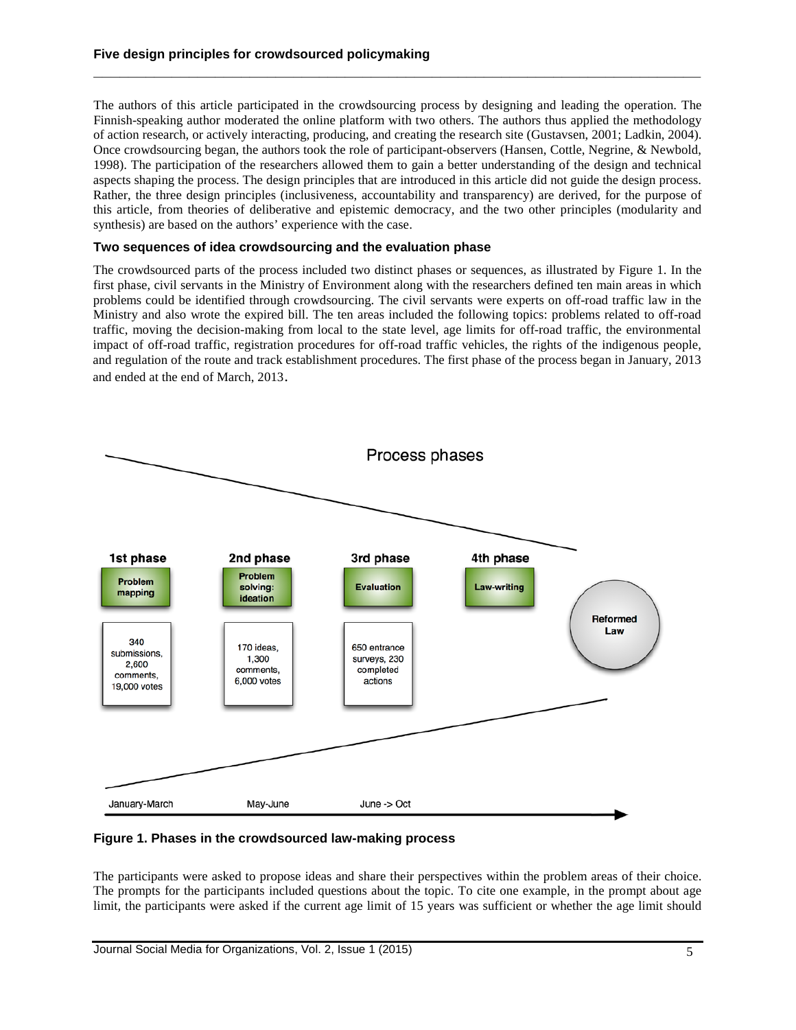The authors of this article participated in the crowdsourcing process by designing and leading the operation. The Finnish-speaking author moderated the online platform with two others. The authors thus applied the methodology of action research, or actively interacting, producing, and creating the research site (Gustavsen, 2001; Ladkin, 2004). Once crowdsourcing began, the authors took the role of participant-observers (Hansen, Cottle, Negrine, & Newbold, 1998). The participation of the researchers allowed them to gain a better understanding of the design and technical aspects shaping the process. The design principles that are introduced in this article did not guide the design process. Rather, the three design principles (inclusiveness, accountability and transparency) are derived, for the purpose of this article, from theories of deliberative and epistemic democracy, and the two other principles (modularity and synthesis) are based on the authors' experience with the case.

### Two sequences of idea crowdsourcing and the evaluation phase

The crowdsourced parts of the process included two distinct phases or sequences, as illustrated by Figure 1. In the first phase, civil servants in the Ministry of Environment along with the researchers defined ten main areas in which problems could be identified through crowdsourcing. The civil servants were experts on off-road traffic law in the Ministry and also wrote the expired bill. The ten areas included the following topics: problems related to off-road traffic, moving the decision-making from local to the state level, age limits for off-road traffic, the environmental impact of off-road traffic, registration procedures for off-road traffic vehicles, the rights of the indigenous people, and regulation of the route and track establishment procedures. The first phase of the process began in January, 2013 and ended at the end of March, 2013.

Process phases

| 1st phase | 2nd phase | 3rd phase | 4th phase | |
|---|---|---|---|---|
| Problem mapping | Problem solving: ideation | Evaluation | Law-writing | Reformed Law |
| 340 submissions, 2,600 comments, 19,000 votes | 170 ideas, 1,300 comments, 6,000 votes | 650 entrance surveys, 230 completed actions | | |
| January-March | May-June | June -> Oct | | |

**Figure 1. Phases in the crowdsourced law-making process**

The participants were asked to propose ideas and share their perspectives within the problem areas of their choice. The prompts for the participants included questions about the topic. To cite one example, in the prompt about age limit, the participants were asked if the current age limit of 15 years was sufficient or whether the age limit should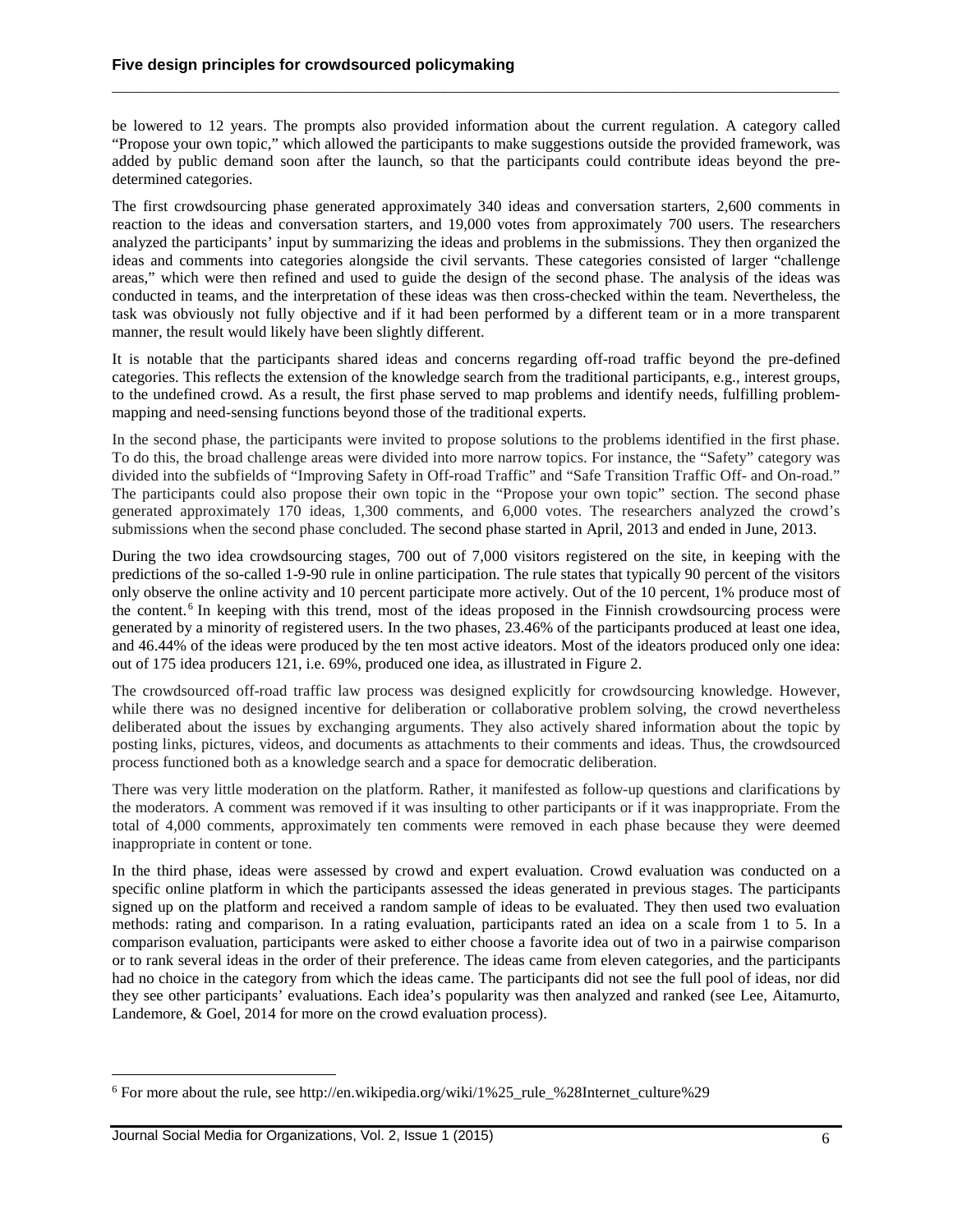be lowered to 12 years. The prompts also provided information about the current regulation. A category called "Propose your own topic," which allowed the participants to make suggestions outside the provided framework, was added by public demand soon after the launch, so that the participants could contribute ideas beyond the pre-determined categories.

The first crowdsourcing phase generated approximately 340 ideas and conversation starters, 2,600 comments in reaction to the ideas and conversation starters, and 19,000 votes from approximately 700 users. The researchers analyzed the participants' input by summarizing the ideas and problems in the submissions. They then organized the ideas and comments into categories alongside the civil servants. These categories consisted of larger "challenge areas," which were then refined and used to guide the design of the second phase. The analysis of the ideas was conducted in teams, and the interpretation of these ideas was then cross-checked within the team. Nevertheless, the task was obviously not fully objective and if it had been performed by a different team or in a more transparent manner, the result would likely have been slightly different.

It is notable that the participants shared ideas and concerns regarding off-road traffic beyond the pre-defined categories. This reflects the extension of the knowledge search from the traditional participants, e.g., interest groups, to the undefined crowd. As a result, the first phase served to map problems and identify needs, fulfilling problem-mapping and need-sensing functions beyond those of the traditional experts.

In the second phase, the participants were invited to propose solutions to the problems identified in the first phase. To do this, the broad challenge areas were divided into more narrow topics. For instance, the "Safety" category was divided into the subfields of "Improving Safety in Off-road Traffic" and "Safe Transition Traffic Off- and On-road." The participants could also propose their own topic in the "Propose your own topic" section. The second phase generated approximately 170 ideas, 1,300 comments, and 6,000 votes. The researchers analyzed the crowd's submissions when the second phase concluded. The second phase started in April, 2013 and ended in June, 2013.

During the two idea crowdsourcing stages, 700 out of 7,000 visitors registered on the site, in keeping with the predictions of the so-called 1-9-90 rule in online participation. The rule states that typically 90 percent of the visitors only observe the online activity and 10 percent participate more actively. Out of the 10 percent, 1% produce most of the content.[6] In keeping with this trend, most of the ideas proposed in the Finnish crowdsourcing process were generated by a minority of registered users. In the two phases, 23.46% of the participants produced at least one idea, and 46.44% of the ideas were produced by the ten most active ideators. Most of the ideators produced only one idea: out of 175 idea producers 121, i.e. 69%, produced one idea, as illustrated in Figure 2.

The crowdsourced off-road traffic law process was designed explicitly for crowdsourcing knowledge. However, while there was no designed incentive for deliberation or collaborative problem solving, the crowd nevertheless deliberated about the issues by exchanging arguments. They also actively shared information about the topic by posting links, pictures, videos, and documents as attachments to their comments and ideas. Thus, the crowdsourced process functioned both as a knowledge search and a space for democratic deliberation.

There was very little moderation on the platform. Rather, it manifested as follow-up questions and clarifications by the moderators. A comment was removed if it was insulting to other participants or if it was inappropriate. From the total of 4,000 comments, approximately ten comments were removed in each phase because they were deemed inappropriate in content or tone.

In the third phase, ideas were assessed by crowd and expert evaluation. Crowd evaluation was conducted on a specific online platform in which the participants assessed the ideas generated in previous stages. The participants signed up on the platform and received a random sample of ideas to be evaluated. They then used two evaluation methods: rating and comparison. In a rating evaluation, participants rated an idea on a scale from 1 to 5. In a comparison evaluation, participants were asked to either choose a favorite idea out of two in a pairwise comparison or to rank several ideas in the order of their preference. The ideas came from eleven categories, and the participants had no choice in the category from which the ideas came. The participants did not see the full pool of ideas, nor did they see other participants' evaluations. Each idea's popularity was then analyzed and ranked (see Lee, Aitamurto, Landemore, & Goel, 2014 for more on the crowd evaluation process).

[6] For more about the rule, see http://en.wikipedia.org/wiki/1%25_rule_%28Internet_culture%29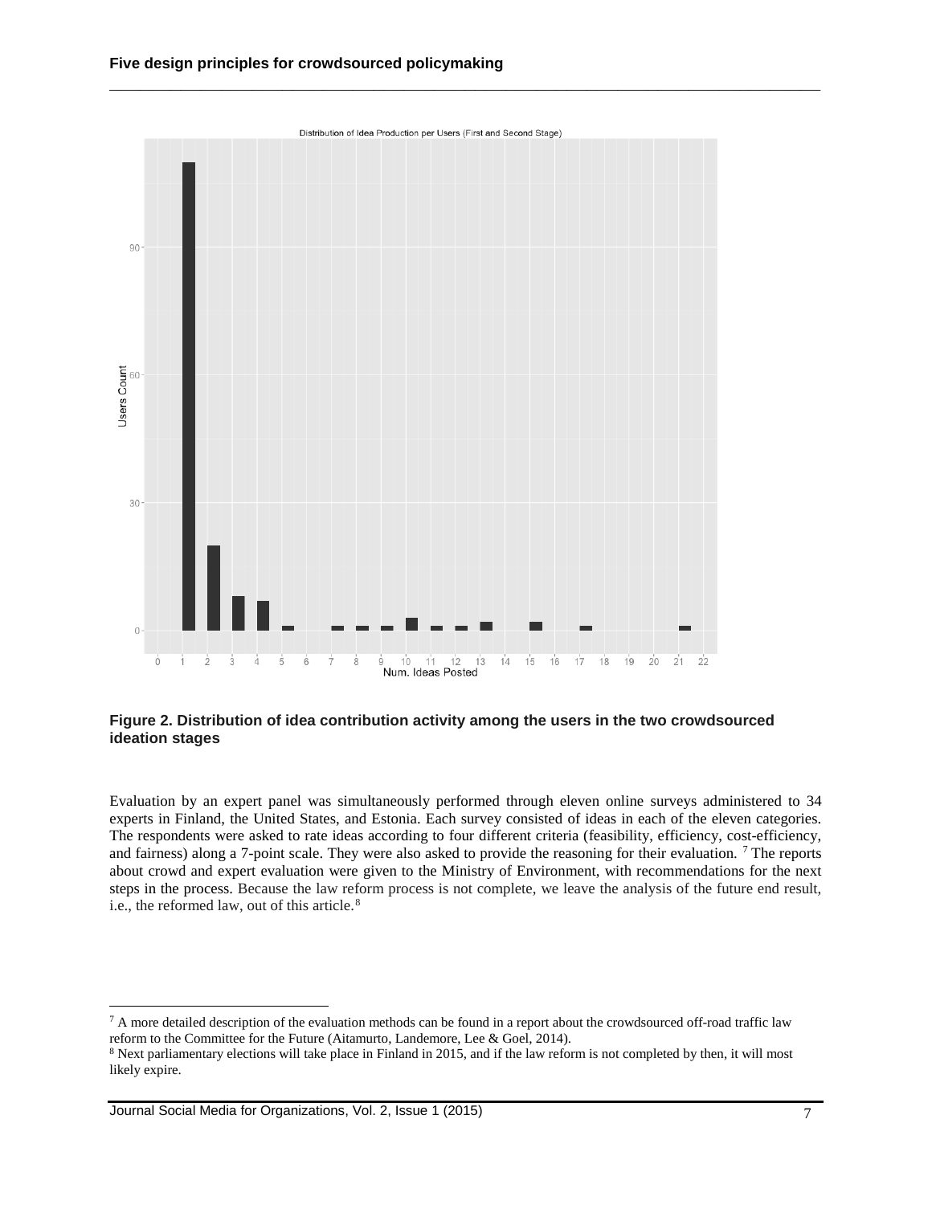**Figure 2. Distribution of idea contribution activity among the users in the two crowdsourced ideation stages**

Evaluation by an expert panel was simultaneously performed through eleven online surveys administered to 34 experts in Finland, the United States, and Estonia. Each survey consisted of ideas in each of the eleven categories. The respondents were asked to rate ideas according to four different criteria (feasibility, efficiency, cost-efficiency, and fairness) along a 7-point scale. They were also asked to provide the reasoning for their evaluation. [7] The reports about crowd and expert evaluation were given to the Ministry of Environment, with recommendations for the next steps in the process. Because the law reform process is not complete, we leave the analysis of the future end result, i.e., the reformed law, out of this article.[8]

---

[7] A more detailed description of the evaluation methods can be found in a report about the crowdsourced off-road traffic law reform to the Committee for the Future (Aitamurto, Landemore, Lee & Goel, 2014).

[8] Next parliamentary elections will take place in Finland in 2015, and if the law reform is not completed by then, it will most likely expire.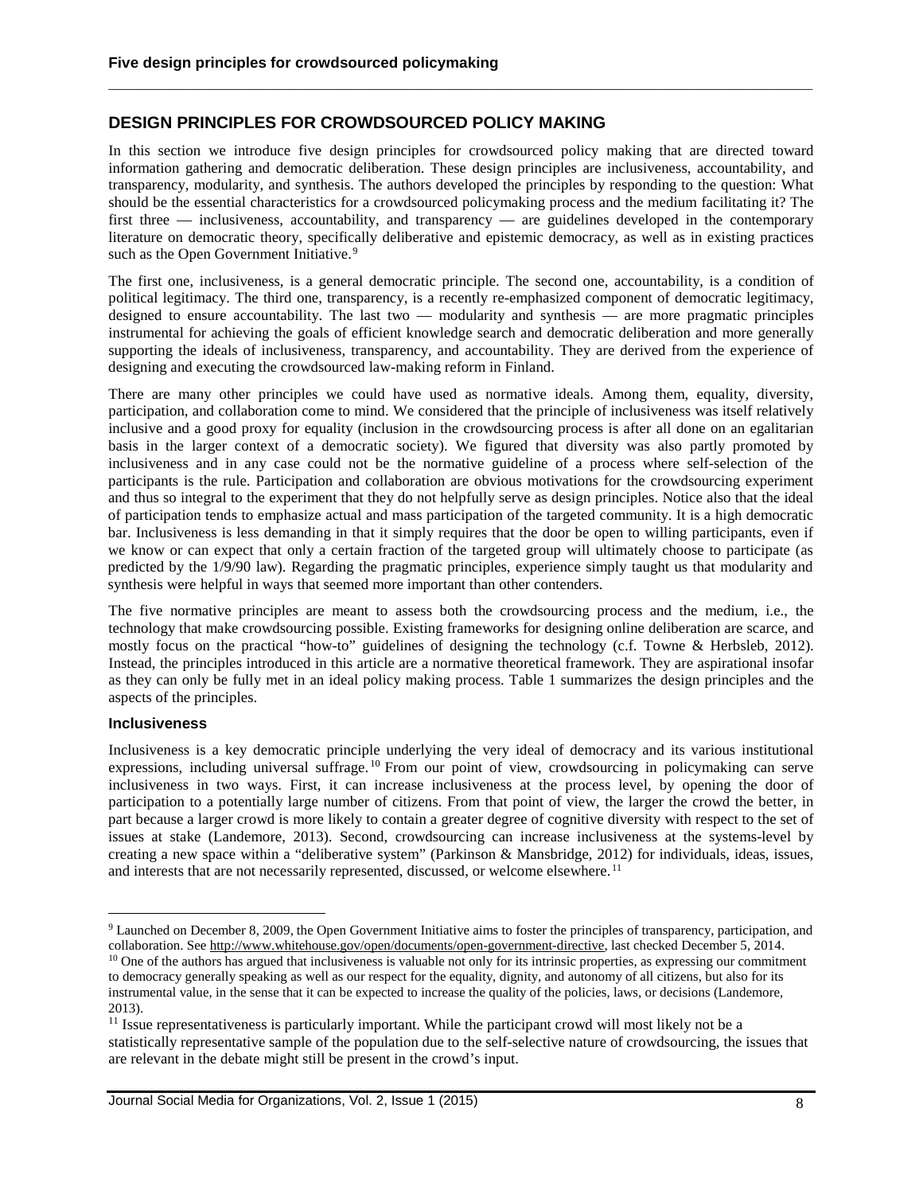## DESIGN PRINCIPLES FOR CROWDSOURCED POLICY MAKING

In this section we introduce five design principles for crowdsourced policy making that are directed toward information gathering and democratic deliberation. These design principles are inclusiveness, accountability, and transparency, modularity, and synthesis. The authors developed the principles by responding to the question: What should be the essential characteristics for a crowdsourced policymaking process and the medium facilitating it? The first three — inclusiveness, accountability, and transparency — are guidelines developed in the contemporary literature on democratic theory, specifically deliberative and epistemic democracy, as well as in existing practices such as the Open Government Initiative.[9]

The first one, inclusiveness, is a general democratic principle. The second one, accountability, is a condition of political legitimacy. The third one, transparency, is a recently re-emphasized component of democratic legitimacy, designed to ensure accountability. The last two — modularity and synthesis — are more pragmatic principles instrumental for achieving the goals of efficient knowledge search and democratic deliberation and more generally supporting the ideals of inclusiveness, transparency, and accountability. They are derived from the experience of designing and executing the crowdsourced law-making reform in Finland.

There are many other principles we could have used as normative ideals. Among them, equality, diversity, participation, and collaboration come to mind. We considered that the principle of inclusiveness was itself relatively inclusive and a good proxy for equality (inclusion in the crowdsourcing process is after all done on an egalitarian basis in the larger context of a democratic society). We figured that diversity was also partly promoted by inclusiveness and in any case could not be the normative guideline of a process where self-selection of the participants is the rule. Participation and collaboration are obvious motivations for the crowdsourcing experiment and thus so integral to the experiment that they do not helpfully serve as design principles. Notice also that the ideal of participation tends to emphasize actual and mass participation of the targeted community. It is a high democratic bar. Inclusiveness is less demanding in that it simply requires that the door be open to willing participants, even if we know or can expect that only a certain fraction of the targeted group will ultimately choose to participate (as predicted by the 1/9/90 law). Regarding the pragmatic principles, experience simply taught us that modularity and synthesis were helpful in ways that seemed more important than other contenders.

The five normative principles are meant to assess both the crowdsourcing process and the medium, i.e., the technology that make crowdsourcing possible. Existing frameworks for designing online deliberation are scarce, and mostly focus on the practical "how-to" guidelines of designing the technology (c.f. Towne & Herbsleb, 2012). Instead, the principles introduced in this article are a normative theoretical framework. They are aspirational insofar as they can only be fully met in an ideal policy making process. Table 1 summarizes the design principles and the aspects of the principles.

### Inclusiveness

Inclusiveness is a key democratic principle underlying the very ideal of democracy and its various institutional expressions, including universal suffrage.[10] From our point of view, crowdsourcing in policymaking can serve inclusiveness in two ways. First, it can increase inclusiveness at the process level, by opening the door of participation to a potentially large number of citizens. From that point of view, the larger the crowd the better, in part because a larger crowd is more likely to contain a greater degree of cognitive diversity with respect to the set of issues at stake (Landemore, 2013). Second, crowdsourcing can increase inclusiveness at the systems-level by creating a new space within a "deliberative system" (Parkinson & Mansbridge, 2012) for individuals, ideas, issues, and interests that are not necessarily represented, discussed, or welcome elsewhere.[11]

---

[9] Launched on December 8, 2009, the Open Government Initiative aims to foster the principles of transparency, participation, and collaboration. See http://www.whitehouse.gov/open/documents/open-government-directive, last checked December 5, 2014.

[10] One of the authors has argued that inclusiveness is valuable not only for its intrinsic properties, as expressing our commitment to democracy generally speaking as well as our respect for the equality, dignity, and autonomy of all citizens, but also for its instrumental value, in the sense that it can be expected to increase the quality of the policies, laws, or decisions (Landemore, 2013).

[11] Issue representativeness is particularly important. While the participant crowd will most likely not be a statistically representative sample of the population due to the self-selective nature of crowdsourcing, the issues that are relevant in the debate might still be present in the crowd's input.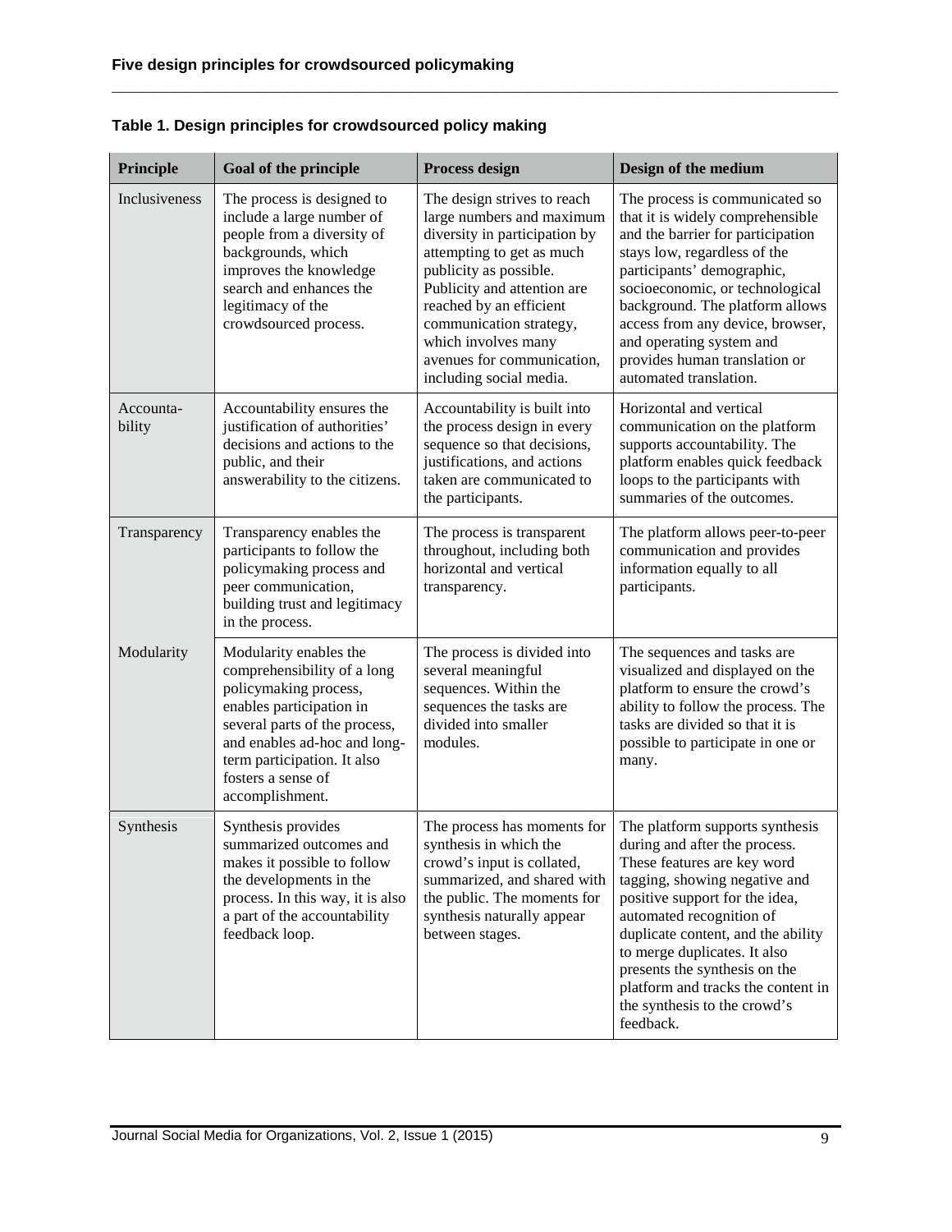**Table 1. Design principles for crowdsourced policy making**

| Principle | Goal of the principle | Process design | Design of the medium |
|---|---|---|---|
| Inclusiveness | The process is designed to include a large number of people from a diversity of backgrounds, which improves the knowledge search and enhances the legitimacy of the crowdsourced process. | The design strives to reach large numbers and maximum diversity in participation by attempting to get as much publicity as possible. Publicity and attention are reached by an efficient communication strategy, which involves many avenues for communication, including social media. | The process is communicated so that it is widely comprehensible and the barrier for participation stays low, regardless of the participants' demographic, socioeconomic, or technological background. The platform allows access from any device, browser, and operating system and provides human translation or automated translation. |
| Accountability | Accountability ensures the justification of authorities' decisions and actions to the public, and their answerability to the citizens. | Accountability is built into the process design in every sequence so that decisions, justifications, and actions taken are communicated to the participants. | Horizontal and vertical communication on the platform supports accountability. The platform enables quick feedback loops to the participants with summaries of the outcomes. |
| Transparency | Transparency enables the participants to follow the policymaking process and peer communication, building trust and legitimacy in the process. | The process is transparent throughout, including both horizontal and vertical transparency. | The platform allows peer-to-peer communication and provides information equally to all participants. |
| Modularity | Modularity enables the comprehensibility of a long policymaking process, enables participation in several parts of the process, and enables ad-hoc and long-term participation. It also fosters a sense of accomplishment. | The process is divided into several meaningful sequences. Within the sequences the tasks are divided into smaller modules. | The sequences and tasks are visualized and displayed on the platform to ensure the crowd's ability to follow the process. The tasks are divided so that it is possible to participate in one or many. |
| Synthesis | Synthesis provides summarized outcomes and makes it possible to follow the developments in the process. In this way, it is also a part of the accountability feedback loop. | The process has moments for synthesis in which the crowd's input is collated, summarized, and shared with the public. The moments for synthesis naturally appear between stages. | The platform supports synthesis during and after the process. These features are key word tagging, showing negative and positive support for the idea, automated recognition of duplicate content, and the ability to merge duplicates. It also presents the synthesis on the platform and tracks the content in the synthesis to the crowd's feedback. |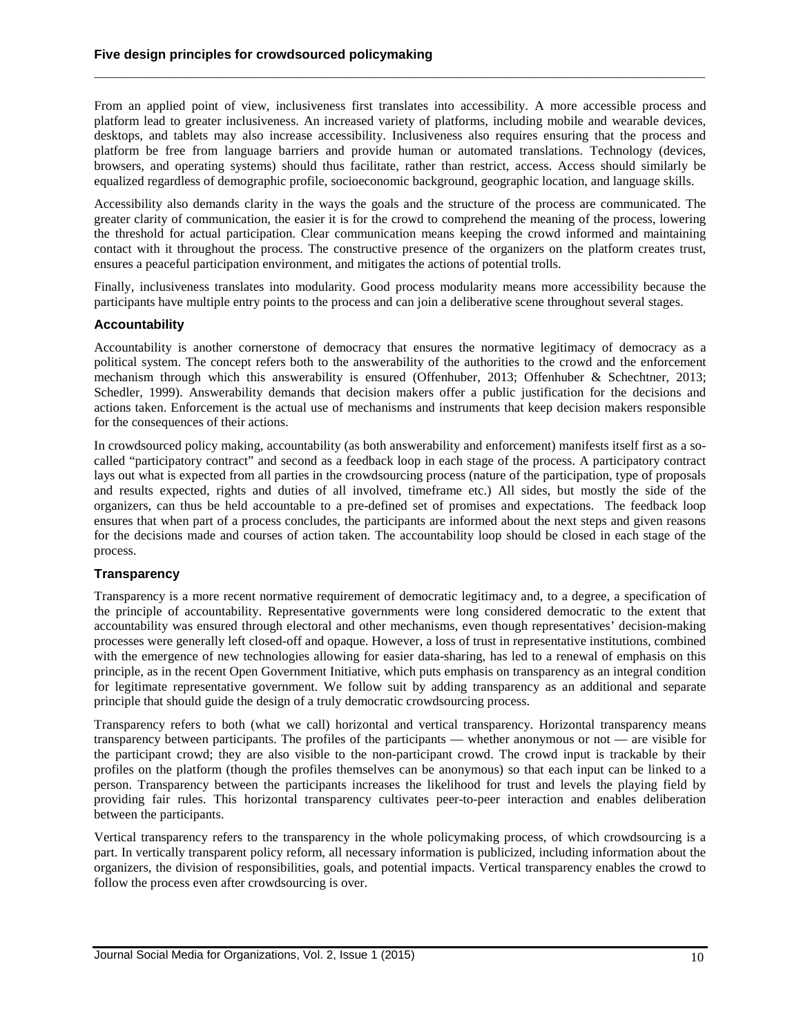From an applied point of view, inclusiveness first translates into accessibility. A more accessible process and platform lead to greater inclusiveness. An increased variety of platforms, including mobile and wearable devices, desktops, and tablets may also increase accessibility. Inclusiveness also requires ensuring that the process and platform be free from language barriers and provide human or automated translations. Technology (devices, browsers, and operating systems) should thus facilitate, rather than restrict, access. Access should similarly be equalized regardless of demographic profile, socioeconomic background, geographic location, and language skills.

Accessibility also demands clarity in the ways the goals and the structure of the process are communicated. The greater clarity of communication, the easier it is for the crowd to comprehend the meaning of the process, lowering the threshold for actual participation. Clear communication means keeping the crowd informed and maintaining contact with it throughout the process. The constructive presence of the organizers on the platform creates trust, ensures a peaceful participation environment, and mitigates the actions of potential trolls.

Finally, inclusiveness translates into modularity. Good process modularity means more accessibility because the participants have multiple entry points to the process and can join a deliberative scene throughout several stages.

### Accountability

Accountability is another cornerstone of democracy that ensures the normative legitimacy of democracy as a political system. The concept refers both to the answerability of the authorities to the crowd and the enforcement mechanism through which this answerability is ensured (Offenhuber, 2013; Offenhuber & Schechtner, 2013; Schedler, 1999). Answerability demands that decision makers offer a public justification for the decisions and actions taken. Enforcement is the actual use of mechanisms and instruments that keep decision makers responsible for the consequences of their actions.

In crowdsourced policy making, accountability (as both answerability and enforcement) manifests itself first as a so-called "participatory contract" and second as a feedback loop in each stage of the process. A participatory contract lays out what is expected from all parties in the crowdsourcing process (nature of the participation, type of proposals and results expected, rights and duties of all involved, timeframe etc.) All sides, but mostly the side of the organizers, can thus be held accountable to a pre-defined set of promises and expectations. The feedback loop ensures that when part of a process concludes, the participants are informed about the next steps and given reasons for the decisions made and courses of action taken. The accountability loop should be closed in each stage of the process.

### Transparency

Transparency is a more recent normative requirement of democratic legitimacy and, to a degree, a specification of the principle of accountability. Representative governments were long considered democratic to the extent that accountability was ensured through electoral and other mechanisms, even though representatives' decision-making processes were generally left closed-off and opaque. However, a loss of trust in representative institutions, combined with the emergence of new technologies allowing for easier data-sharing, has led to a renewal of emphasis on this principle, as in the recent Open Government Initiative, which puts emphasis on transparency as an integral condition for legitimate representative government. We follow suit by adding transparency as an additional and separate principle that should guide the design of a truly democratic crowdsourcing process.

Transparency refers to both (what we call) horizontal and vertical transparency. Horizontal transparency means transparency between participants. The profiles of the participants — whether anonymous or not — are visible for the participant crowd; they are also visible to the non-participant crowd. The crowd input is trackable by their profiles on the platform (though the profiles themselves can be anonymous) so that each input can be linked to a person. Transparency between the participants increases the likelihood for trust and levels the playing field by providing fair rules. This horizontal transparency cultivates peer-to-peer interaction and enables deliberation between the participants.

Vertical transparency refers to the transparency in the whole policymaking process, of which crowdsourcing is a part. In vertically transparent policy reform, all necessary information is publicized, including information about the organizers, the division of responsibilities, goals, and potential impacts. Vertical transparency enables the crowd to follow the process even after crowdsourcing is over.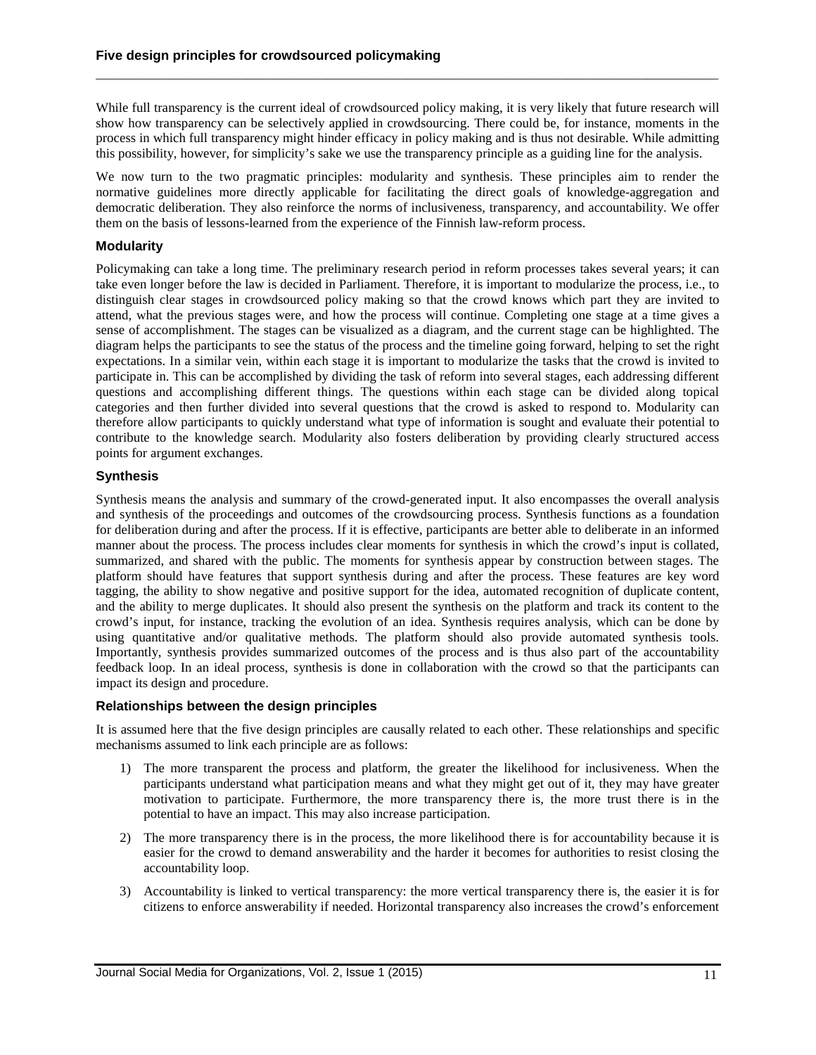While full transparency is the current ideal of crowdsourced policy making, it is very likely that future research will show how transparency can be selectively applied in crowdsourcing. There could be, for instance, moments in the process in which full transparency might hinder efficacy in policy making and is thus not desirable. While admitting this possibility, however, for simplicity's sake we use the transparency principle as a guiding line for the analysis.

We now turn to the two pragmatic principles: modularity and synthesis. These principles aim to render the normative guidelines more directly applicable for facilitating the direct goals of knowledge-aggregation and democratic deliberation. They also reinforce the norms of inclusiveness, transparency, and accountability. We offer them on the basis of lessons-learned from the experience of the Finnish law-reform process.

### Modularity

Policymaking can take a long time. The preliminary research period in reform processes takes several years; it can take even longer before the law is decided in Parliament. Therefore, it is important to modularize the process, i.e., to distinguish clear stages in crowdsourced policy making so that the crowd knows which part they are invited to attend, what the previous stages were, and how the process will continue. Completing one stage at a time gives a sense of accomplishment. The stages can be visualized as a diagram, and the current stage can be highlighted. The diagram helps the participants to see the status of the process and the timeline going forward, helping to set the right expectations. In a similar vein, within each stage it is important to modularize the tasks that the crowd is invited to participate in. This can be accomplished by dividing the task of reform into several stages, each addressing different questions and accomplishing different things. The questions within each stage can be divided along topical categories and then further divided into several questions that the crowd is asked to respond to. Modularity can therefore allow participants to quickly understand what type of information is sought and evaluate their potential to contribute to the knowledge search. Modularity also fosters deliberation by providing clearly structured access points for argument exchanges.

### Synthesis

Synthesis means the analysis and summary of the crowd-generated input. It also encompasses the overall analysis and synthesis of the proceedings and outcomes of the crowdsourcing process. Synthesis functions as a foundation for deliberation during and after the process. If it is effective, participants are better able to deliberate in an informed manner about the process. The process includes clear moments for synthesis in which the crowd's input is collated, summarized, and shared with the public. The moments for synthesis appear by construction between stages. The platform should have features that support synthesis during and after the process. These features are key word tagging, the ability to show negative and positive support for the idea, automated recognition of duplicate content, and the ability to merge duplicates. It should also present the synthesis on the platform and track its content to the crowd's input, for instance, tracking the evolution of an idea. Synthesis requires analysis, which can be done by using quantitative and/or qualitative methods. The platform should also provide automated synthesis tools. Importantly, synthesis provides summarized outcomes of the process and is thus also part of the accountability feedback loop. In an ideal process, synthesis is done in collaboration with the crowd so that the participants can impact its design and procedure.

### Relationships between the design principles

It is assumed here that the five design principles are causally related to each other. These relationships and specific mechanisms assumed to link each principle are as follows:

1) The more transparent the process and platform, the greater the likelihood for inclusiveness. When the participants understand what participation means and what they might get out of it, they may have greater motivation to participate. Furthermore, the more transparency there is, the more trust there is in the potential to have an impact. This may also increase participation.

2) The more transparency there is in the process, the more likelihood there is for accountability because it is easier for the crowd to demand answerability and the harder it becomes for authorities to resist closing the accountability loop.

3) Accountability is linked to vertical transparency: the more vertical transparency there is, the easier it is for citizens to enforce answerability if needed. Horizontal transparency also increases the crowd's enforcement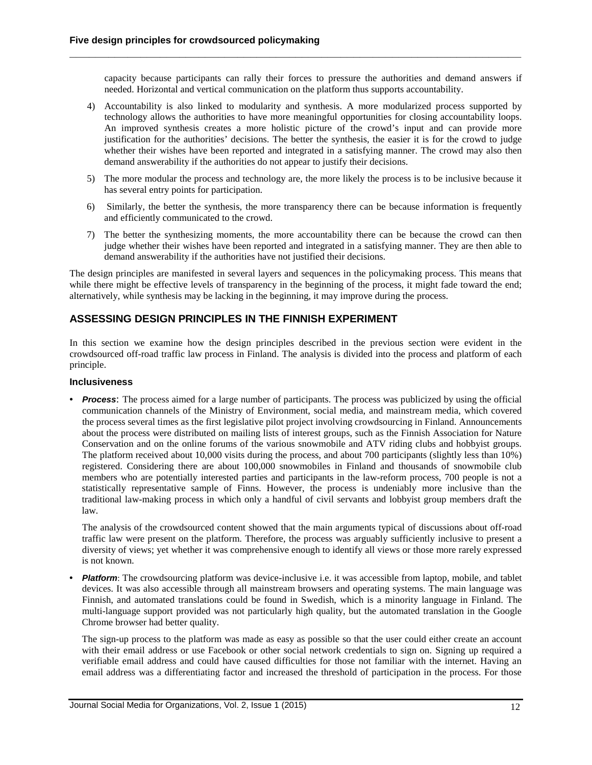capacity because participants can rally their forces to pressure the authorities and demand answers if needed. Horizontal and vertical communication on the platform thus supports accountability.

4) Accountability is also linked to modularity and synthesis. A more modularized process supported by technology allows the authorities to have more meaningful opportunities for closing accountability loops. An improved synthesis creates a more holistic picture of the crowd's input and can provide more justification for the authorities' decisions. The better the synthesis, the easier it is for the crowd to judge whether their wishes have been reported and integrated in a satisfying manner. The crowd may also then demand answerability if the authorities do not appear to justify their decisions.

5) The more modular the process and technology are, the more likely the process is to be inclusive because it has several entry points for participation.

6) Similarly, the better the synthesis, the more transparency there can be because information is frequently and efficiently communicated to the crowd.

7) The better the synthesizing moments, the more accountability there can be because the crowd can then judge whether their wishes have been reported and integrated in a satisfying manner. They are then able to demand answerability if the authorities have not justified their decisions.

The design principles are manifested in several layers and sequences in the policymaking process. This means that while there might be effective levels of transparency in the beginning of the process, it might fade toward the end; alternatively, while synthesis may be lacking in the beginning, it may improve during the process.

## ASSESSING DESIGN PRINCIPLES IN THE FINNISH EXPERIMENT

In this section we examine how the design principles described in the previous section were evident in the crowdsourced off-road traffic law process in Finland. The analysis is divided into the process and platform of each principle.

### Inclusiveness

- ***Process***: The process aimed for a large number of participants. The process was publicized by using the official communication channels of the Ministry of Environment, social media, and mainstream media, which covered the process several times as the first legislative pilot project involving crowdsourcing in Finland. Announcements about the process were distributed on mailing lists of interest groups, such as the Finnish Association for Nature Conservation and on the online forums of the various snowmobile and ATV riding clubs and hobbyist groups. The platform received about 10,000 visits during the process, and about 700 participants (slightly less than 10%) registered. Considering there are about 100,000 snowmobiles in Finland and thousands of snowmobile club members who are potentially interested parties and participants in the law-reform process, 700 people is not a statistically representative sample of Finns. However, the process is undeniably more inclusive than the traditional law-making process in which only a handful of civil servants and lobbyist group members draft the law.

  The analysis of the crowdsourced content showed that the main arguments typical of discussions about off-road traffic law were present on the platform. Therefore, the process was arguably sufficiently inclusive to present a diversity of views; yet whether it was comprehensive enough to identify all views or those more rarely expressed is not known.

- ***Platform***: The crowdsourcing platform was device-inclusive i.e. it was accessible from laptop, mobile, and tablet devices. It was also accessible through all mainstream browsers and operating systems. The main language was Finnish, and automated translations could be found in Swedish, which is a minority language in Finland. The multi-language support provided was not particularly high quality, but the automated translation in the Google Chrome browser had better quality.

  The sign-up process to the platform was made as easy as possible so that the user could either create an account with their email address or use Facebook or other social network credentials to sign on. Signing up required a verifiable email address and could have caused difficulties for those not familiar with the internet. Having an email address was a differentiating factor and increased the threshold of participation in the process. For those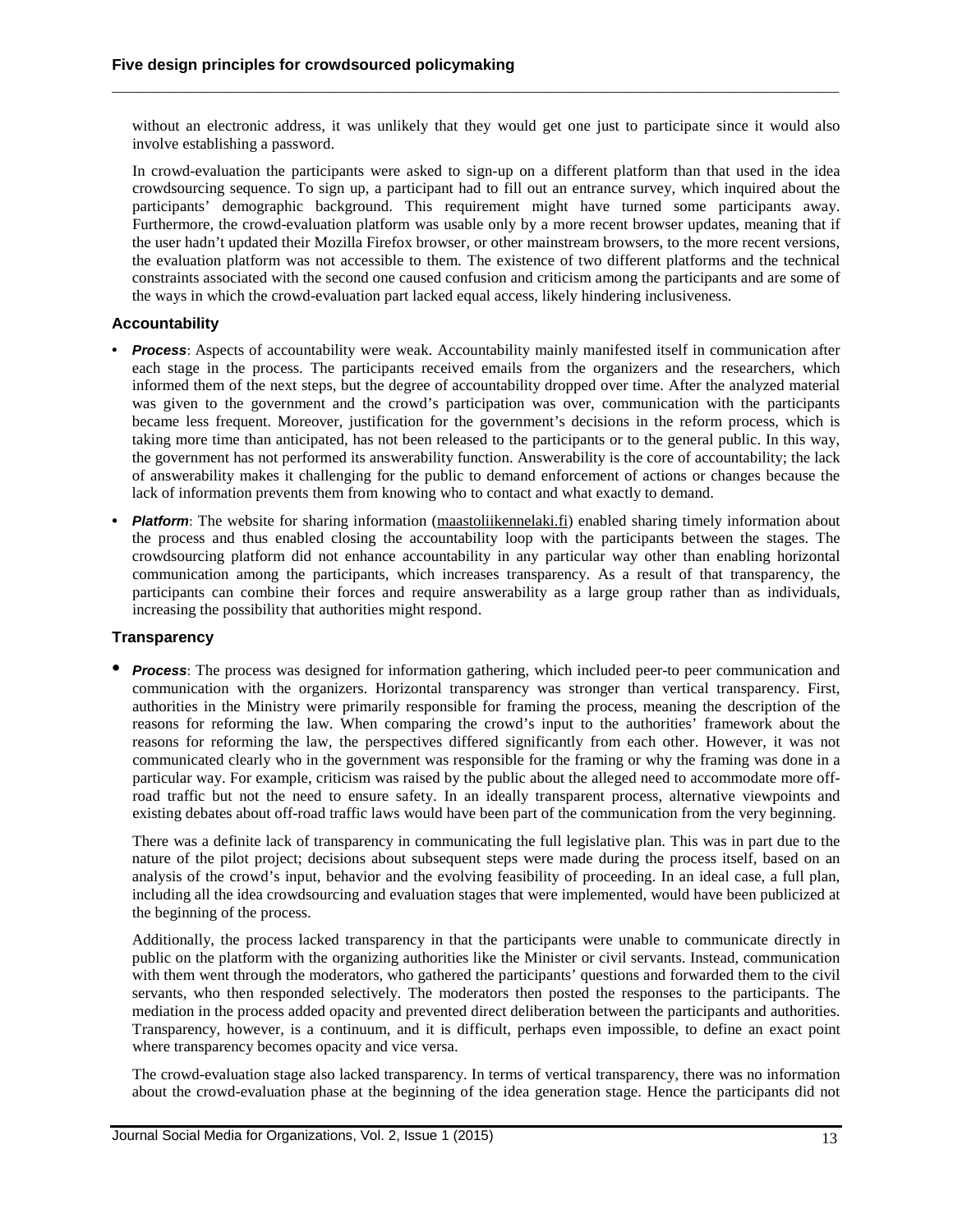without an electronic address, it was unlikely that they would get one just to participate since it would also involve establishing a password.

In crowd-evaluation the participants were asked to sign-up on a different platform than that used in the idea crowdsourcing sequence. To sign up, a participant had to fill out an entrance survey, which inquired about the participants' demographic background. This requirement might have turned some participants away. Furthermore, the crowd-evaluation platform was usable only by a more recent browser updates, meaning that if the user hadn't updated their Mozilla Firefox browser, or other mainstream browsers, to the more recent versions, the evaluation platform was not accessible to them. The existence of two different platforms and the technical constraints associated with the second one caused confusion and criticism among the participants and are some of the ways in which the crowd-evaluation part lacked equal access, likely hindering inclusiveness.

### Accountability

- ***Process***: Aspects of accountability were weak. Accountability mainly manifested itself in communication after each stage in the process. The participants received emails from the organizers and the researchers, which informed them of the next steps, but the degree of accountability dropped over time. After the analyzed material was given to the government and the crowd's participation was over, communication with the participants became less frequent. Moreover, justification for the government's decisions in the reform process, which is taking more time than anticipated, has not been released to the participants or to the general public. In this way, the government has not performed its answerability function. Answerability is the core of accountability; the lack of answerability makes it challenging for the public to demand enforcement of actions or changes because the lack of information prevents them from knowing who to contact and what exactly to demand.
- ***Platform***: The website for sharing information (maastoliikennelaki.fi) enabled sharing timely information about the process and thus enabled closing the accountability loop with the participants between the stages. The crowdsourcing platform did not enhance accountability in any particular way other than enabling horizontal communication among the participants, which increases transparency. As a result of that transparency, the participants can combine their forces and require answerability as a large group rather than as individuals, increasing the possibility that authorities might respond.

### Transparency

- ***Process***: The process was designed for information gathering, which included peer-to peer communication and communication with the organizers. Horizontal transparency was stronger than vertical transparency. First, authorities in the Ministry were primarily responsible for framing the process, meaning the description of the reasons for reforming the law. When comparing the crowd's input to the authorities' framework about the reasons for reforming the law, the perspectives differed significantly from each other. However, it was not communicated clearly who in the government was responsible for the framing or why the framing was done in a particular way. For example, criticism was raised by the public about the alleged need to accommodate more off-road traffic but not the need to ensure safety. In an ideally transparent process, alternative viewpoints and existing debates about off-road traffic laws would have been part of the communication from the very beginning.

  There was a definite lack of transparency in communicating the full legislative plan. This was in part due to the nature of the pilot project; decisions about subsequent steps were made during the process itself, based on an analysis of the crowd's input, behavior and the evolving feasibility of proceeding. In an ideal case, a full plan, including all the idea crowdsourcing and evaluation stages that were implemented, would have been publicized at the beginning of the process.

  Additionally, the process lacked transparency in that the participants were unable to communicate directly in public on the platform with the organizing authorities like the Minister or civil servants. Instead, communication with them went through the moderators, who gathered the participants' questions and forwarded them to the civil servants, who then responded selectively. The moderators then posted the responses to the participants. The mediation in the process added opacity and prevented direct deliberation between the participants and authorities. Transparency, however, is a continuum, and it is difficult, perhaps even impossible, to define an exact point where transparency becomes opacity and vice versa.

  The crowd-evaluation stage also lacked transparency. In terms of vertical transparency, there was no information about the crowd-evaluation phase at the beginning of the idea generation stage. Hence the participants did not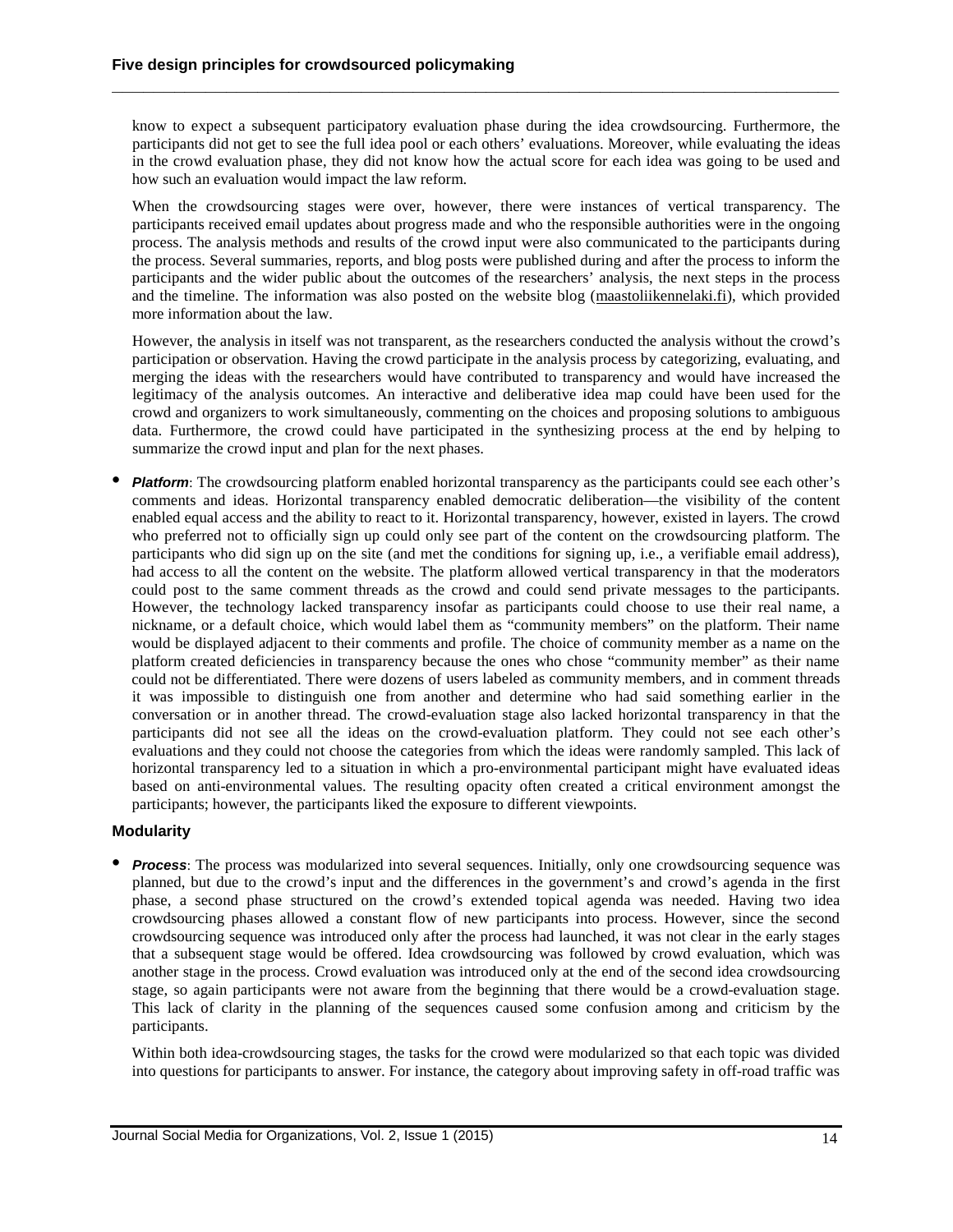know to expect a subsequent participatory evaluation phase during the idea crowdsourcing. Furthermore, the participants did not get to see the full idea pool or each others' evaluations. Moreover, while evaluating the ideas in the crowd evaluation phase, they did not know how the actual score for each idea was going to be used and how such an evaluation would impact the law reform.

When the crowdsourcing stages were over, however, there were instances of vertical transparency. The participants received email updates about progress made and who the responsible authorities were in the ongoing process. The analysis methods and results of the crowd input were also communicated to the participants during the process. Several summaries, reports, and blog posts were published during and after the process to inform the participants and the wider public about the outcomes of the researchers' analysis, the next steps in the process and the timeline. The information was also posted on the website blog (maastoliikennelaki.fi), which provided more information about the law.

However, the analysis in itself was not transparent, as the researchers conducted the analysis without the crowd's participation or observation. Having the crowd participate in the analysis process by categorizing, evaluating, and merging the ideas with the researchers would have contributed to transparency and would have increased the legitimacy of the analysis outcomes. An interactive and deliberative idea map could have been used for the crowd and organizers to work simultaneously, commenting on the choices and proposing solutions to ambiguous data. Furthermore, the crowd could have participated in the synthesizing process at the end by helping to summarize the crowd input and plan for the next phases.

- ***Platform***: The crowdsourcing platform enabled horizontal transparency as the participants could see each other's comments and ideas. Horizontal transparency enabled democratic deliberation—the visibility of the content enabled equal access and the ability to react to it. Horizontal transparency, however, existed in layers. The crowd who preferred not to officially sign up could only see part of the content on the crowdsourcing platform. The participants who did sign up on the site (and met the conditions for signing up, i.e., a verifiable email address), had access to all the content on the website. The platform allowed vertical transparency in that the moderators could post to the same comment threads as the crowd and could send private messages to the participants. However, the technology lacked transparency insofar as participants could choose to use their real name, a nickname, or a default choice, which would label them as "community members" on the platform. Their name would be displayed adjacent to their comments and profile. The choice of community member as a name on the platform created deficiencies in transparency because the ones who chose "community member" as their name could not be differentiated. There were dozens of users labeled as community members, and in comment threads it was impossible to distinguish one from another and determine who had said something earlier in the conversation or in another thread. The crowd-evaluation stage also lacked horizontal transparency in that the participants did not see all the ideas on the crowd-evaluation platform. They could not see each other's evaluations and they could not choose the categories from which the ideas were randomly sampled. This lack of horizontal transparency led to a situation in which a pro-environmental participant might have evaluated ideas based on anti-environmental values. The resulting opacity often created a critical environment amongst the participants; however, the participants liked the exposure to different viewpoints.

### Modularity

- ***Process***: The process was modularized into several sequences. Initially, only one crowdsourcing sequence was planned, but due to the crowd's input and the differences in the government's and crowd's agenda in the first phase, a second phase structured on the crowd's extended topical agenda was needed. Having two idea crowdsourcing phases allowed a constant flow of new participants into process. However, since the second crowdsourcing sequence was introduced only after the process had launched, it was not clear in the early stages that a subsequent stage would be offered. Idea crowdsourcing was followed by crowd evaluation, which was another stage in the process. Crowd evaluation was introduced only at the end of the second idea crowdsourcing stage, so again participants were not aware from the beginning that there would be a crowd-evaluation stage. This lack of clarity in the planning of the sequences caused some confusion among and criticism by the participants.

  Within both idea-crowdsourcing stages, the tasks for the crowd were modularized so that each topic was divided into questions for participants to answer. For instance, the category about improving safety in off-road traffic was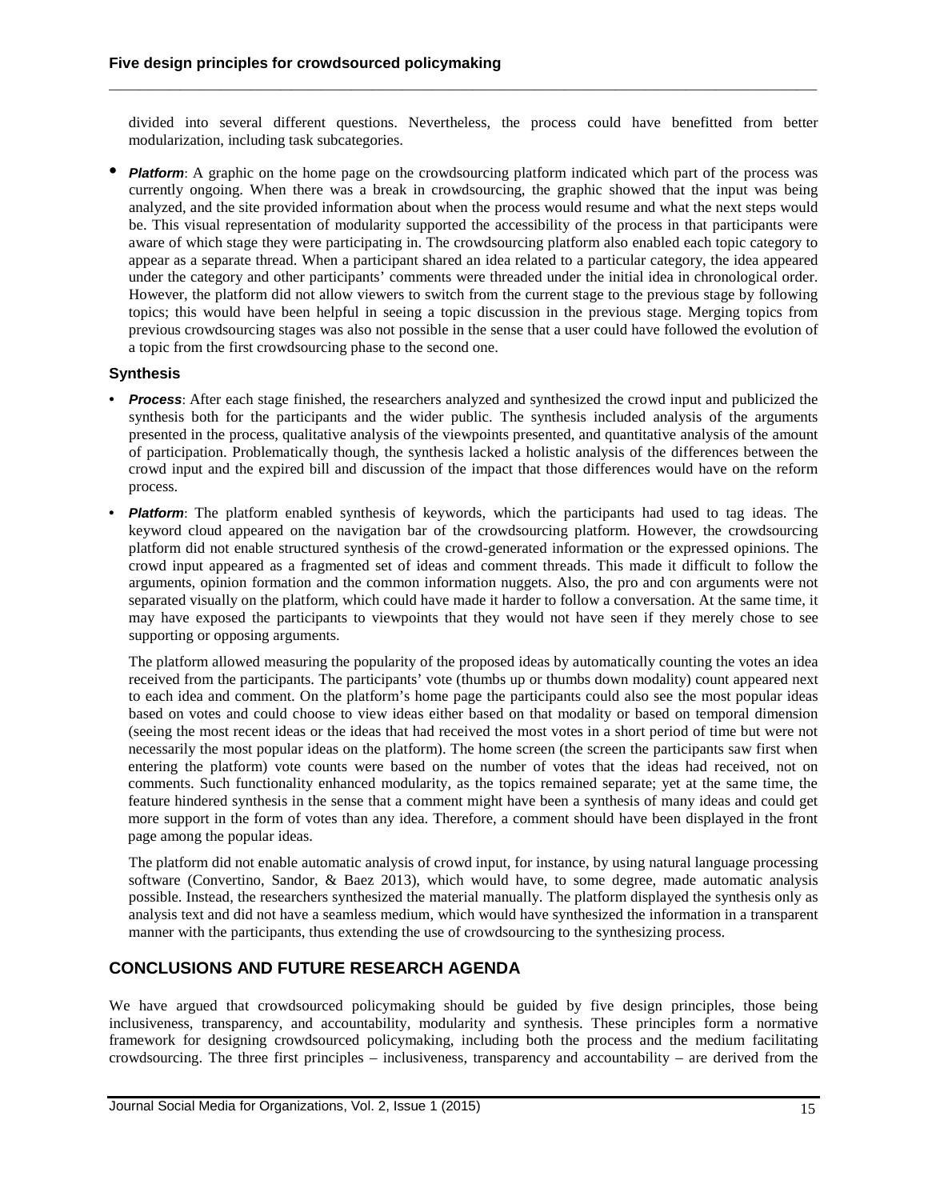divided into several different questions. Nevertheless, the process could have benefitted from better modularization, including task subcategories.

- ***Platform***: A graphic on the home page on the crowdsourcing platform indicated which part of the process was currently ongoing. When there was a break in crowdsourcing, the graphic showed that the input was being analyzed, and the site provided information about when the process would resume and what the next steps would be. This visual representation of modularity supported the accessibility of the process in that participants were aware of which stage they were participating in. The crowdsourcing platform also enabled each topic category to appear as a separate thread. When a participant shared an idea related to a particular category, the idea appeared under the category and other participants' comments were threaded under the initial idea in chronological order. However, the platform did not allow viewers to switch from the current stage to the previous stage by following topics; this would have been helpful in seeing a topic discussion in the previous stage. Merging topics from previous crowdsourcing stages was also not possible in the sense that a user could have followed the evolution of a topic from the first crowdsourcing phase to the second one.

### Synthesis

- ***Process***: After each stage finished, the researchers analyzed and synthesized the crowd input and publicized the synthesis both for the participants and the wider public. The synthesis included analysis of the arguments presented in the process, qualitative analysis of the viewpoints presented, and quantitative analysis of the amount of participation. Problematically though, the synthesis lacked a holistic analysis of the differences between the crowd input and the expired bill and discussion of the impact that those differences would have on the reform process.
- ***Platform***: The platform enabled synthesis of keywords, which the participants had used to tag ideas. The keyword cloud appeared on the navigation bar of the crowdsourcing platform. However, the crowdsourcing platform did not enable structured synthesis of the crowd-generated information or the expressed opinions. The crowd input appeared as a fragmented set of ideas and comment threads. This made it difficult to follow the arguments, opinion formation and the common information nuggets. Also, the pro and con arguments were not separated visually on the platform, which could have made it harder to follow a conversation. At the same time, it may have exposed the participants to viewpoints that they would not have seen if they merely chose to see supporting or opposing arguments.

  The platform allowed measuring the popularity of the proposed ideas by automatically counting the votes an idea received from the participants. The participants' vote (thumbs up or thumbs down modality) count appeared next to each idea and comment. On the platform's home page the participants could also see the most popular ideas based on votes and could choose to view ideas either based on that modality or based on temporal dimension (seeing the most recent ideas or the ideas that had received the most votes in a short period of time but were not necessarily the most popular ideas on the platform). The home screen (the screen the participants saw first when entering the platform) vote counts were based on the number of votes that the ideas had received, not on comments. Such functionality enhanced modularity, as the topics remained separate; yet at the same time, the feature hindered synthesis in the sense that a comment might have been a synthesis of many ideas and could get more support in the form of votes than any idea. Therefore, a comment should have been displayed in the front page among the popular ideas.

  The platform did not enable automatic analysis of crowd input, for instance, by using natural language processing software (Convertino, Sandor, & Baez 2013), which would have, to some degree, made automatic analysis possible. Instead, the researchers synthesized the material manually. The platform displayed the synthesis only as analysis text and did not have a seamless medium, which would have synthesized the information in a transparent manner with the participants, thus extending the use of crowdsourcing to the synthesizing process.

## CONCLUSIONS AND FUTURE RESEARCH AGENDA

We have argued that crowdsourced policymaking should be guided by five design principles, those being inclusiveness, transparency, and accountability, modularity and synthesis. These principles form a normative framework for designing crowdsourced policymaking, including both the process and the medium facilitating crowdsourcing. The three first principles – inclusiveness, transparency and accountability – are derived from the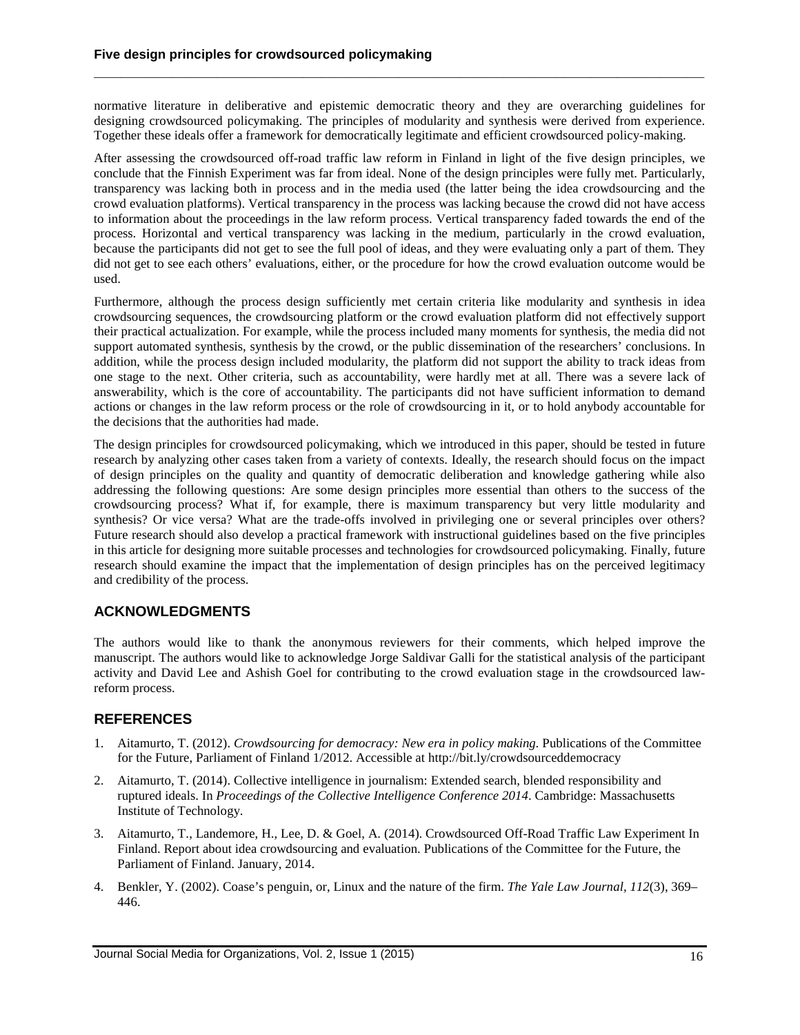normative literature in deliberative and epistemic democratic theory and they are overarching guidelines for designing crowdsourced policymaking. The principles of modularity and synthesis were derived from experience. Together these ideals offer a framework for democratically legitimate and efficient crowdsourced policy-making.

After assessing the crowdsourced off-road traffic law reform in Finland in light of the five design principles, we conclude that the Finnish Experiment was far from ideal. None of the design principles were fully met. Particularly, transparency was lacking both in process and in the media used (the latter being the idea crowdsourcing and the crowd evaluation platforms). Vertical transparency in the process was lacking because the crowd did not have access to information about the proceedings in the law reform process. Vertical transparency faded towards the end of the process. Horizontal and vertical transparency was lacking in the medium, particularly in the crowd evaluation, because the participants did not get to see the full pool of ideas, and they were evaluating only a part of them. They did not get to see each others' evaluations, either, or the procedure for how the crowd evaluation outcome would be used.

Furthermore, although the process design sufficiently met certain criteria like modularity and synthesis in idea crowdsourcing sequences, the crowdsourcing platform or the crowd evaluation platform did not effectively support their practical actualization. For example, while the process included many moments for synthesis, the media did not support automated synthesis, synthesis by the crowd, or the public dissemination of the researchers' conclusions. In addition, while the process design included modularity, the platform did not support the ability to track ideas from one stage to the next. Other criteria, such as accountability, were hardly met at all. There was a severe lack of answerability, which is the core of accountability. The participants did not have sufficient information to demand actions or changes in the law reform process or the role of crowdsourcing in it, or to hold anybody accountable for the decisions that the authorities had made.

The design principles for crowdsourced policymaking, which we introduced in this paper, should be tested in future research by analyzing other cases taken from a variety of contexts. Ideally, the research should focus on the impact of design principles on the quality and quantity of democratic deliberation and knowledge gathering while also addressing the following questions: Are some design principles more essential than others to the success of the crowdsourcing process? What if, for example, there is maximum transparency but very little modularity and synthesis? Or vice versa? What are the trade-offs involved in privileging one or several principles over others? Future research should also develop a practical framework with instructional guidelines based on the five principles in this article for designing more suitable processes and technologies for crowdsourced policymaking. Finally, future research should examine the impact that the implementation of design principles has on the perceived legitimacy and credibility of the process.

## ACKNOWLEDGMENTS

The authors would like to thank the anonymous reviewers for their comments, which helped improve the manuscript. The authors would like to acknowledge Jorge Saldivar Galli for the statistical analysis of the participant activity and David Lee and Ashish Goel for contributing to the crowd evaluation stage in the crowdsourced law-reform process.

## REFERENCES

1. Aitamurto, T. (2012). *Crowdsourcing for democracy: New era in policy making*. Publications of the Committee for the Future, Parliament of Finland 1/2012. Accessible at http://bit.ly/crowdsourceddemocracy
2. Aitamurto, T. (2014). Collective intelligence in journalism: Extended search, blended responsibility and ruptured ideals. In *Proceedings of the Collective Intelligence Conference 2014*. Cambridge: Massachusetts Institute of Technology.
3. Aitamurto, T., Landemore, H., Lee, D. & Goel, A. (2014). Crowdsourced Off-Road Traffic Law Experiment In Finland. Report about idea crowdsourcing and evaluation. Publications of the Committee for the Future, the Parliament of Finland. January, 2014.
4. Benkler, Y. (2002). Coase's penguin, or, Linux and the nature of the firm. *The Yale Law Journal, 112*(3), 369–446.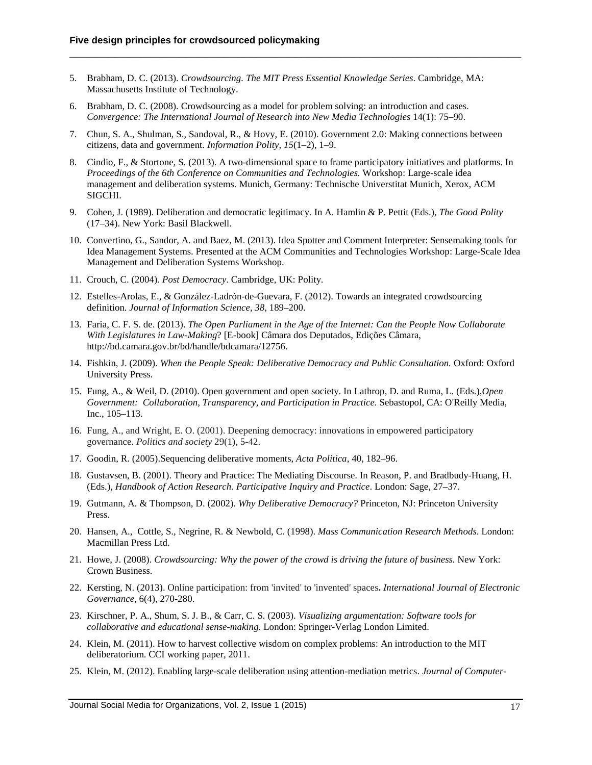5. Brabham, D. C. (2013). *Crowdsourcing. The MIT Press Essential Knowledge Series*. Cambridge, MA: Massachusetts Institute of Technology.

6. Brabham, D. C. (2008). Crowdsourcing as a model for problem solving: an introduction and cases. *Convergence: The International Journal of Research into New Media Technologies* 14(1): 75–90.

7. Chun, S. A., Shulman, S., Sandoval, R., & Hovy, E. (2010). Government 2.0: Making connections between citizens, data and government. *Information Polity, 15*(1–2), 1–9.

8. Cindio, F., & Stortone, S. (2013). A two-dimensional space to frame participatory initiatives and platforms. In *Proceedings of the 6th Conference on Communities and Technologies.* Workshop: Large-scale idea management and deliberation systems. Munich, Germany: Technische Universtitat Munich, Xerox, ACM SIGCHI.

9. Cohen, J. (1989). Deliberation and democratic legitimacy. In A. Hamlin & P. Pettit (Eds.), *The Good Polity* (17–34). New York: Basil Blackwell.

10. Convertino, G., Sandor, A. and Baez, M. (2013). Idea Spotter and Comment Interpreter: Sensemaking tools for Idea Management Systems. Presented at the ACM Communities and Technologies Workshop: Large-Scale Idea Management and Deliberation Systems Workshop.

11. Crouch, C. (2004). *Post Democracy*. Cambridge, UK: Polity.

12. Estelles-Arolas, E., & González-Ladrón-de-Guevara, F. (2012). Towards an integrated crowdsourcing definition. *Journal of Information Science, 38*, 189–200.

13. Faria, C. F. S. de. (2013). *The Open Parliament in the Age of the Internet: Can the People Now Collaborate With Legislatures in Law-Making*? [E-book] Câmara dos Deputados, Edições Câmara, http://bd.camara.gov.br/bd/handle/bdcamara/12756.

14. Fishkin, J. (2009). *When the People Speak: Deliberative Democracy and Public Consultation.* Oxford: Oxford University Press.

15. Fung, A., & Weil, D. (2010). Open government and open society. In Lathrop, D. and Ruma, L. (Eds.),*Open Government: Collaboration, Transparency, and Participation in Practice.* Sebastopol, CA: O'Reilly Media, Inc., 105–113.

16. Fung, A., and Wright, E. O. (2001). Deepening democracy: innovations in empowered participatory governance. *Politics and society* 29(1), 5-42.

17. Goodin, R. (2005).Sequencing deliberative moments, *Acta Politica*, 40, 182–96.

18. Gustavsen, B. (2001). Theory and Practice: The Mediating Discourse. In Reason, P. and Bradbudy-Huang, H. (Eds.), *Handbook of Action Research. Participative Inquiry and Practice*. London: Sage, 27–37.

19. Gutmann, A. & Thompson, D. (2002). *Why Deliberative Democracy?* Princeton, NJ: Princeton University Press.

20. Hansen, A., Cottle, S., Negrine, R. & Newbold, C. (1998). *Mass Communication Research Methods*. London: Macmillan Press Ltd.

21. Howe, J. (2008). *Crowdsourcing: Why the power of the crowd is driving the future of business.* New York: Crown Business.

22. Kersting, N. (2013). Online participation: from 'invited' to 'invented' spaces**.** *International Journal of Electronic Governance*, 6(4), 270-280.

23. Kirschner, P. A., Shum, S. J. B., & Carr, C. S. (2003). *Visualizing argumentation: Software tools for collaborative and educational sense-making.* London: Springer-Verlag London Limited.

24. Klein, M. (2011). How to harvest collective wisdom on complex problems: An introduction to the MIT deliberatorium. CCI working paper, 2011.

25. Klein, M. (2012). Enabling large-scale deliberation using attention-mediation metrics. *Journal of Computer-*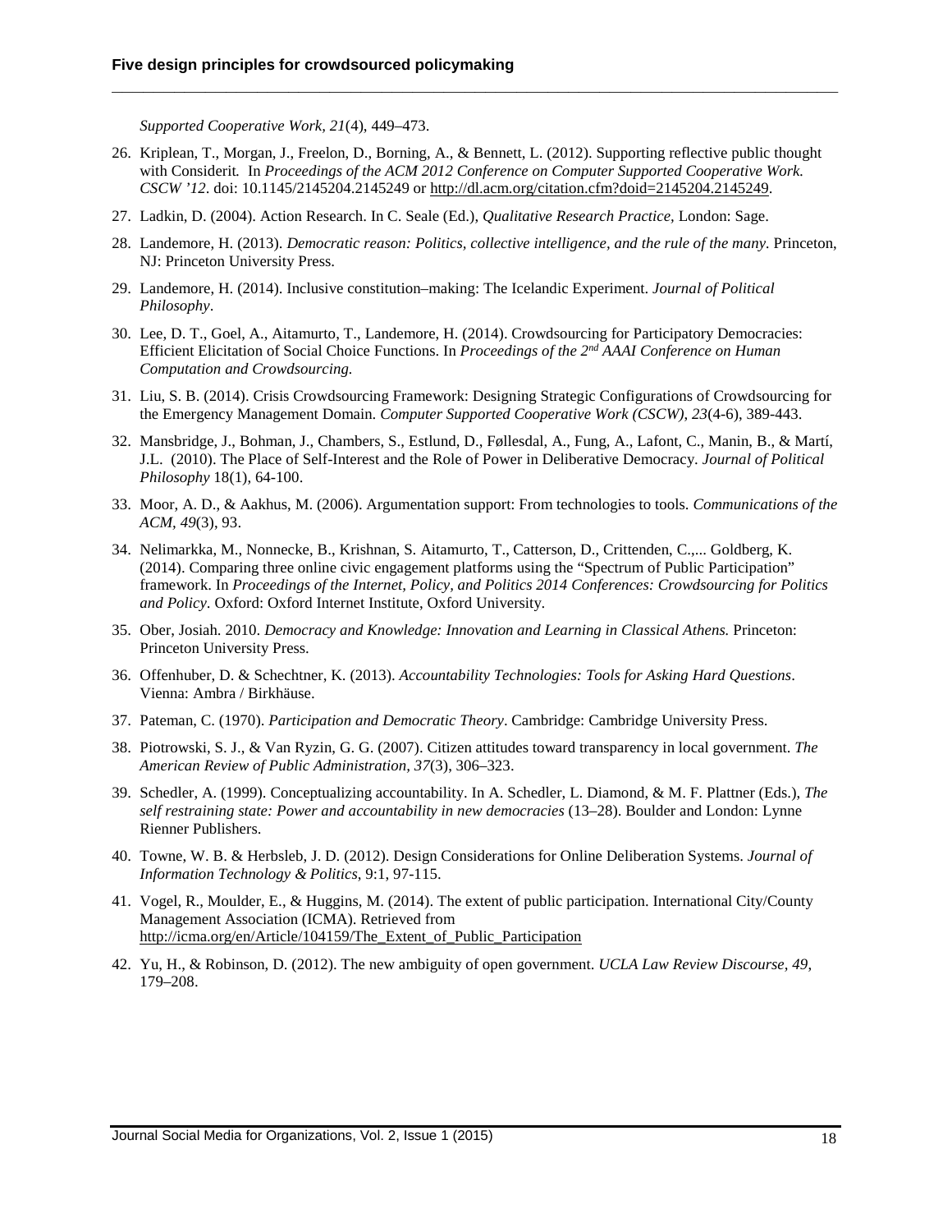*Supported Cooperative Work, 21*(4), 449–473.

26. Kriplean, T., Morgan, J., Freelon, D., Borning, A., & Bennett, L. (2012). Supporting reflective public thought with Considerit. In *Proceedings of the ACM 2012 Conference on Computer Supported Cooperative Work. CSCW '12*. doi: 10.1145/2145204.2145249 or http://dl.acm.org/citation.cfm?doid=2145204.2145249.
27. Ladkin, D. (2004). Action Research. In C. Seale (Ed.), *Qualitative Research Practice,* London: Sage.
28. Landemore, H. (2013). *Democratic reason: Politics, collective intelligence, and the rule of the many*. Princeton, NJ: Princeton University Press.
29. Landemore, H. (2014). Inclusive constitution–making: The Icelandic Experiment. *Journal of Political Philosophy*.
30. Lee, D. T., Goel, A., Aitamurto, T., Landemore, H. (2014). Crowdsourcing for Participatory Democracies: Efficient Elicitation of Social Choice Functions. In *Proceedings of the 2nd AAAI Conference on Human Computation and Crowdsourcing.*
31. Liu, S. B. (2014). Crisis Crowdsourcing Framework: Designing Strategic Configurations of Crowdsourcing for the Emergency Management Domain. *Computer Supported Cooperative Work (CSCW), 23*(4-6), 389-443.
32. Mansbridge, J., Bohman, J., Chambers, S., Estlund, D., Føllesdal, A., Fung, A., Lafont, C., Manin, B., & Martí, J.L. (2010). The Place of Self-Interest and the Role of Power in Deliberative Democracy. *Journal of Political Philosophy* 18(1), 64-100.
33. Moor, A. D., & Aakhus, M. (2006). Argumentation support: From technologies to tools. *Communications of the ACM, 49*(3), 93.
34. Nelimarkka, M., Nonnecke, B., Krishnan, S. Aitamurto, T., Catterson, D., Crittenden, C.,... Goldberg, K. (2014). Comparing three online civic engagement platforms using the "Spectrum of Public Participation" framework. In *Proceedings of the Internet, Policy, and Politics 2014 Conferences: Crowdsourcing for Politics and Policy.* Oxford: Oxford Internet Institute, Oxford University.
35. Ober, Josiah. 2010. *Democracy and Knowledge: Innovation and Learning in Classical Athens.* Princeton: Princeton University Press.
36. Offenhuber, D. & Schechtner, K. (2013). *Accountability Technologies: Tools for Asking Hard Questions*. Vienna: Ambra / Birkhäuse.
37. Pateman, C. (1970). *Participation and Democratic Theory*. Cambridge: Cambridge University Press.
38. Piotrowski, S. J., & Van Ryzin, G. G. (2007). Citizen attitudes toward transparency in local government. *The American Review of Public Administration, 37*(3), 306–323.
39. Schedler, A. (1999). Conceptualizing accountability. In A. Schedler, L. Diamond, & M. F. Plattner (Eds.), *The self restraining state: Power and accountability in new democracies* (13–28). Boulder and London: Lynne Rienner Publishers.
40. Towne, W. B. & Herbsleb, J. D. (2012). Design Considerations for Online Deliberation Systems. *Journal of Information Technology & Politics*, 9:1, 97-115.
41. Vogel, R., Moulder, E., & Huggins, M. (2014). The extent of public participation. International City/County Management Association (ICMA). Retrieved from http://icma.org/en/Article/104159/The_Extent_of_Public_Participation
42. Yu, H., & Robinson, D. (2012). The new ambiguity of open government. *UCLA Law Review Discourse, 49*, 179–208.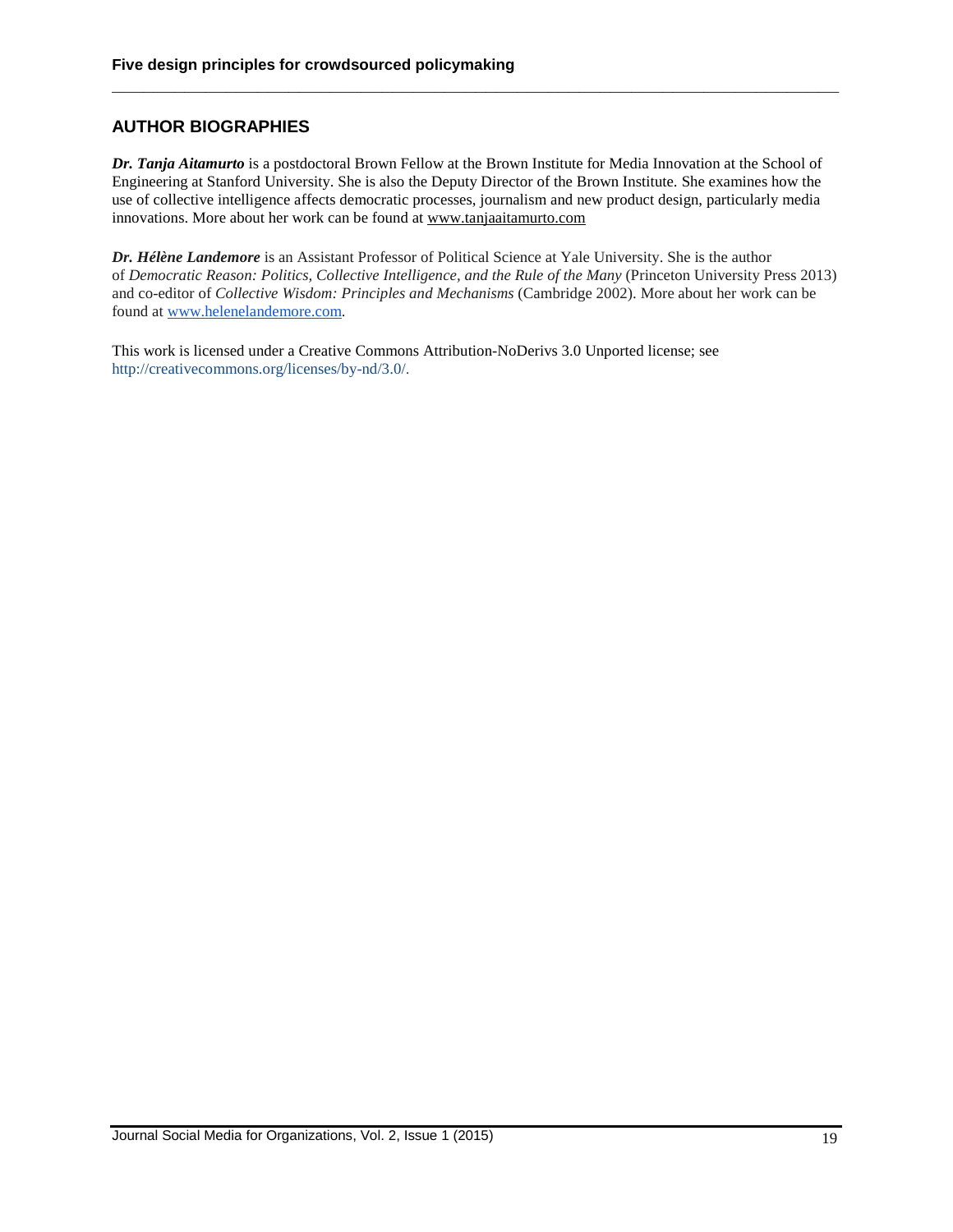## AUTHOR BIOGRAPHIES

***Dr. Tanja Aitamurto*** is a postdoctoral Brown Fellow at the Brown Institute for Media Innovation at the School of Engineering at Stanford University. She is also the Deputy Director of the Brown Institute. She examines how the use of collective intelligence affects democratic processes, journalism and new product design, particularly media innovations. More about her work can be found at www.tanjaaitamurto.com

***Dr. Hélène Landemore*** is an Assistant Professor of Political Science at Yale University. She is the author of *Democratic Reason: Politics, Collective Intelligence, and the Rule of the Many* (Princeton University Press 2013) and co-editor of *Collective Wisdom: Principles and Mechanisms* (Cambridge 2002). More about her work can be found at www.helenelandemore.com.

This work is licensed under a Creative Commons Attribution-NoDerivs 3.0 Unported license; see http://creativecommons.org/licenses/by-nd/3.0/.